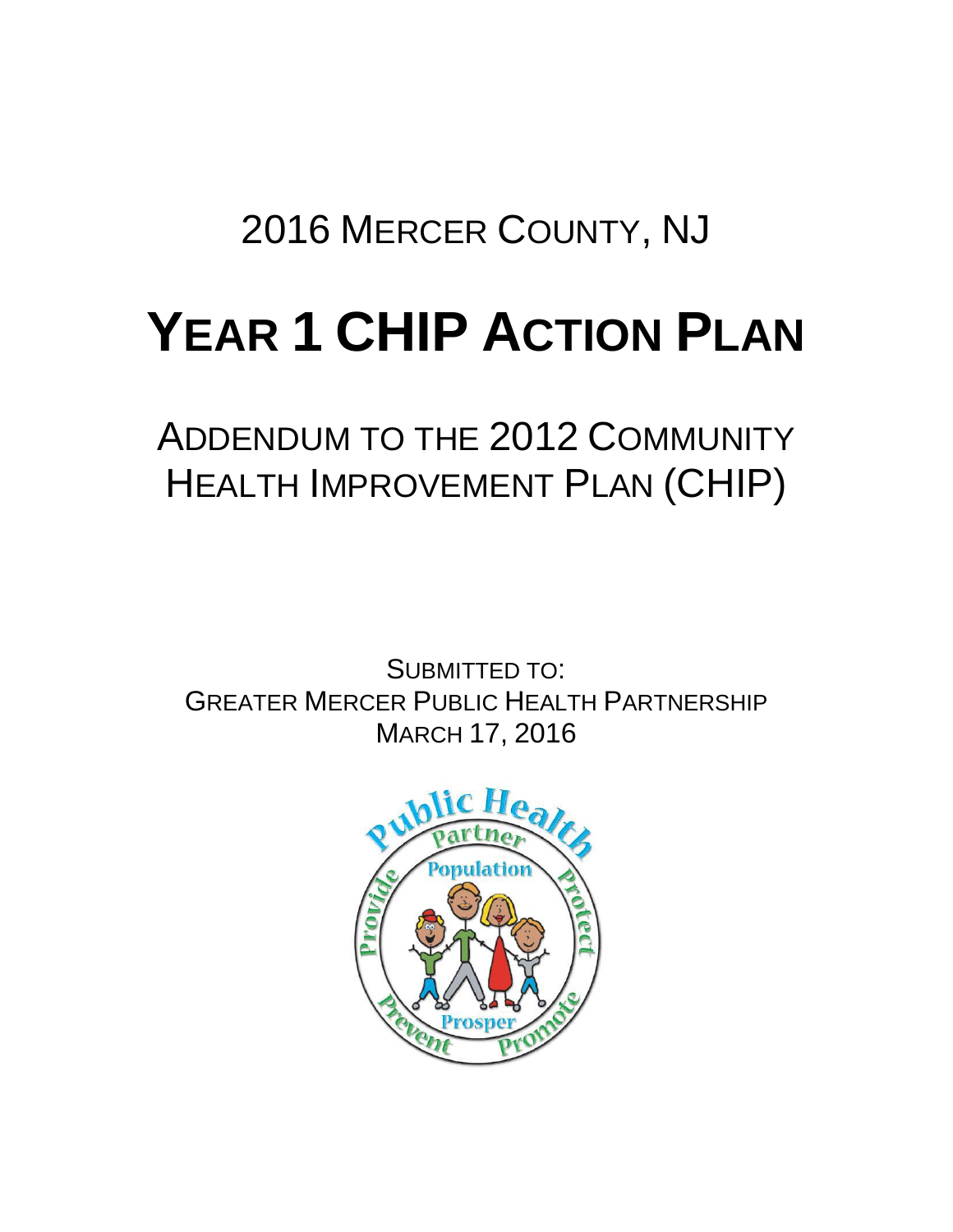2016 MERCER COUNTY, NJ

# YEAR 1 CHIP ACTION PLAN

## ADDENDUM TO THE 2012 COMMUNITY HEALTH IMPROVEMENT PLAN (CHIP)

SUBMITTED TO:
GREATER MERCER PUBLIC HEALTH PARTNERSHIP
MARCH 17, 2016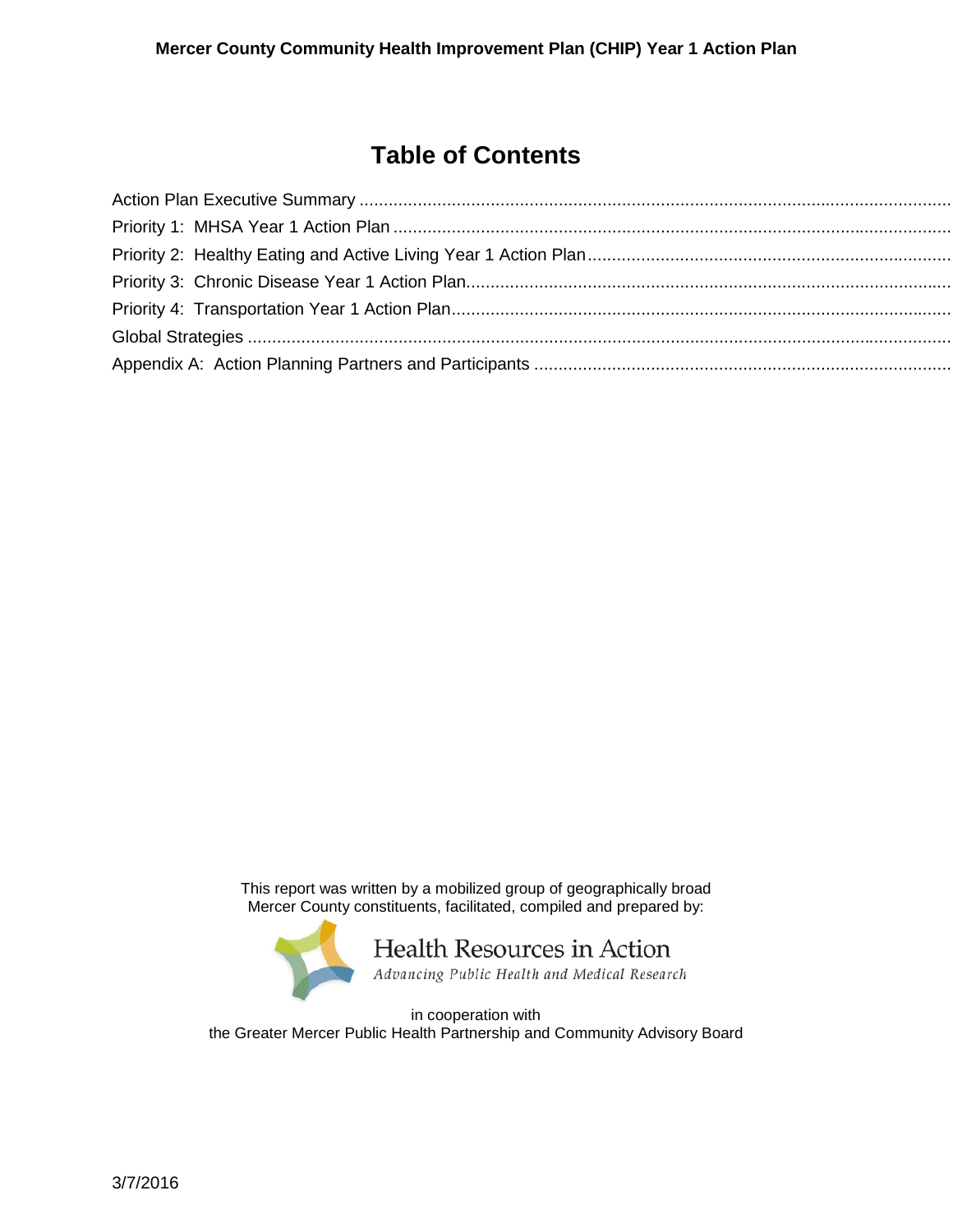# Table of Contents

Action Plan Executive Summary

Priority 1: MHSA Year 1 Action Plan

Priority 2: Healthy Eating and Active Living Year 1 Action Plan

Priority 3: Chronic Disease Year 1 Action Plan

Priority 4: Transportation Year 1 Action Plan

Global Strategies

Appendix A: Action Planning Partners and Participants

This report was written by a mobilized group of geographically broad Mercer County constituents, facilitated, compiled and prepared by:

Health Resources in Action
*Advancing Public Health and Medical Research*

in cooperation with
the Greater Mercer Public Health Partnership and Community Advisory Board

3/7/2016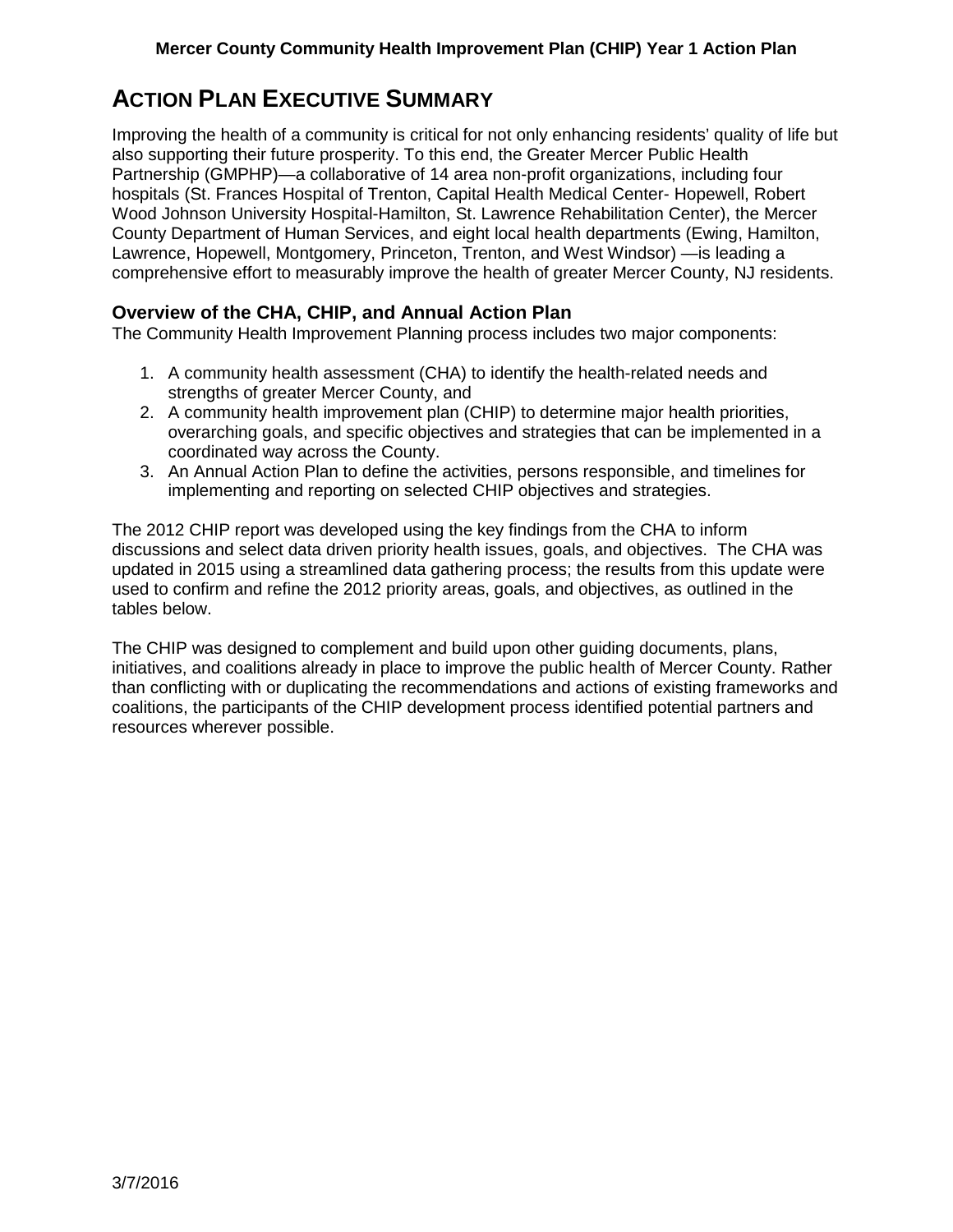# Action Plan Executive Summary

Improving the health of a community is critical for not only enhancing residents' quality of life but also supporting their future prosperity. To this end, the Greater Mercer Public Health Partnership (GMPHP)—a collaborative of 14 area non-profit organizations, including four hospitals (St. Frances Hospital of Trenton, Capital Health Medical Center- Hopewell, Robert Wood Johnson University Hospital-Hamilton, St. Lawrence Rehabilitation Center), the Mercer County Department of Human Services, and eight local health departments (Ewing, Hamilton, Lawrence, Hopewell, Montgomery, Princeton, Trenton, and West Windsor) —is leading a comprehensive effort to measurably improve the health of greater Mercer County, NJ residents.

## Overview of the CHA, CHIP, and Annual Action Plan

The Community Health Improvement Planning process includes two major components:

1. A community health assessment (CHA) to identify the health-related needs and strengths of greater Mercer County, and
2. A community health improvement plan (CHIP) to determine major health priorities, overarching goals, and specific objectives and strategies that can be implemented in a coordinated way across the County.
3. An Annual Action Plan to define the activities, persons responsible, and timelines for implementing and reporting on selected CHIP objectives and strategies.

The 2012 CHIP report was developed using the key findings from the CHA to inform discussions and select data driven priority health issues, goals, and objectives. The CHA was updated in 2015 using a streamlined data gathering process; the results from this update were used to confirm and refine the 2012 priority areas, goals, and objectives, as outlined in the tables below.

The CHIP was designed to complement and build upon other guiding documents, plans, initiatives, and coalitions already in place to improve the public health of Mercer County. Rather than conflicting with or duplicating the recommendations and actions of existing frameworks and coalitions, the participants of the CHIP development process identified potential partners and resources wherever possible.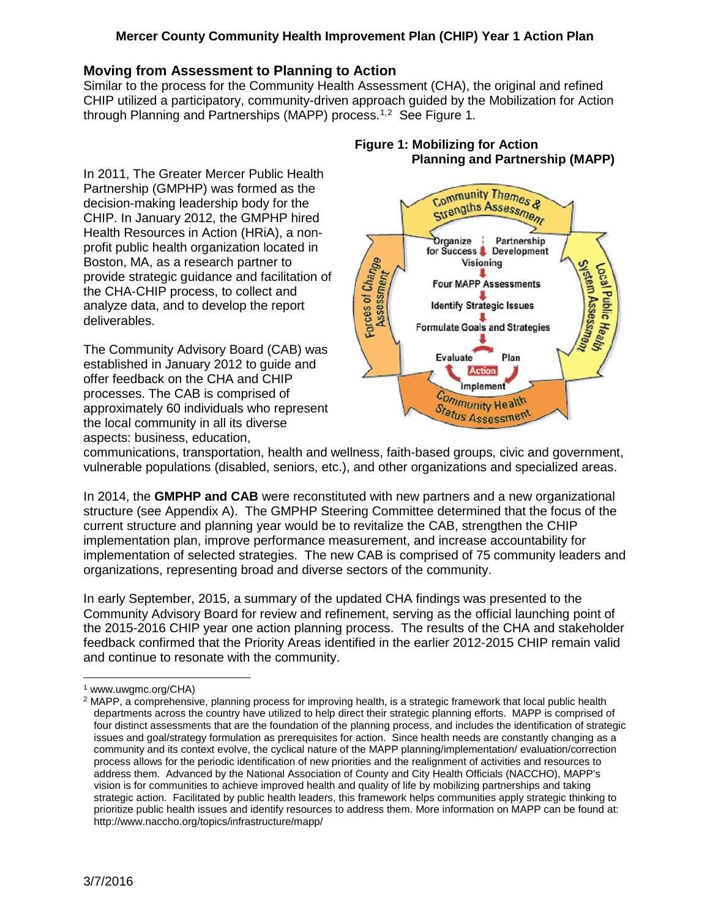## Moving from Assessment to Planning to Action

Similar to the process for the Community Health Assessment (CHA), the original and refined CHIP utilized a participatory, community-driven approach guided by the Mobilization for Action through Planning and Partnerships (MAPP) process.[1,2] See Figure 1.

**Figure 1: Mobilizing for Action Planning and Partnership (MAPP)**

Community Themes & Strengths Assessment

Local Public Health System Assessment

Community Health Status Assessment

Forces of Change Assessment

Organize for Success | Partnership Development

Visioning

Four MAPP Assessments

Identify Strategic Issues

Formulate Goals and Strategies

Plan

Implement

Evaluate

Action

In 2011, The Greater Mercer Public Health Partnership (GMPHP) was formed as the decision-making leadership body for the CHIP. In January 2012, the GMPHP hired Health Resources in Action (HRiA), a non-profit public health organization located in Boston, MA, as a research partner to provide strategic guidance and facilitation of the CHA-CHIP process, to collect and analyze data, and to develop the report deliverables.

The Community Advisory Board (CAB) was established in January 2012 to guide and offer feedback on the CHA and CHIP processes. The CAB is comprised of approximately 60 individuals who represent the local community in all its diverse aspects: business, education, communications, transportation, health and wellness, faith-based groups, civic and government, vulnerable populations (disabled, seniors, etc.), and other organizations and specialized areas.

In 2014, the **GMPHP and CAB** were reconstituted with new partners and a new organizational structure (see Appendix A). The GMPHP Steering Committee determined that the focus of the current structure and planning year would be to revitalize the CAB, strengthen the CHIP implementation plan, improve performance measurement, and increase accountability for implementation of selected strategies. The new CAB is comprised of 75 community leaders and organizations, representing broad and diverse sectors of the community.

In early September, 2015, a summary of the updated CHA findings was presented to the Community Advisory Board for review and refinement, serving as the official launching point of the 2015-2016 CHIP year one action planning process. The results of the CHA and stakeholder feedback confirmed that the Priority Areas identified in the earlier 2012-2015 CHIP remain valid and continue to resonate with the community.

---

[1] www.uwgmc.org/CHA)

[2] MAPP, a comprehensive, planning process for improving health, is a strategic framework that local public health departments across the country have utilized to help direct their strategic planning efforts. MAPP is comprised of four distinct assessments that are the foundation of the planning process, and includes the identification of strategic issues and goal/strategy formulation as prerequisites for action. Since health needs are constantly changing as a community and its context evolve, the cyclical nature of the MAPP planning/implementation/ evaluation/correction process allows for the periodic identification of new priorities and the realignment of activities and resources to address them. Advanced by the National Association of County and City Health Officials (NACCHO), MAPP's vision is for communities to achieve improved health and quality of life by mobilizing partnerships and taking strategic action. Facilitated by public health leaders, this framework helps communities apply strategic thinking to prioritize public health issues and identify resources to address them. More information on MAPP can be found at: http://www.naccho.org/topics/infrastructure/mapp/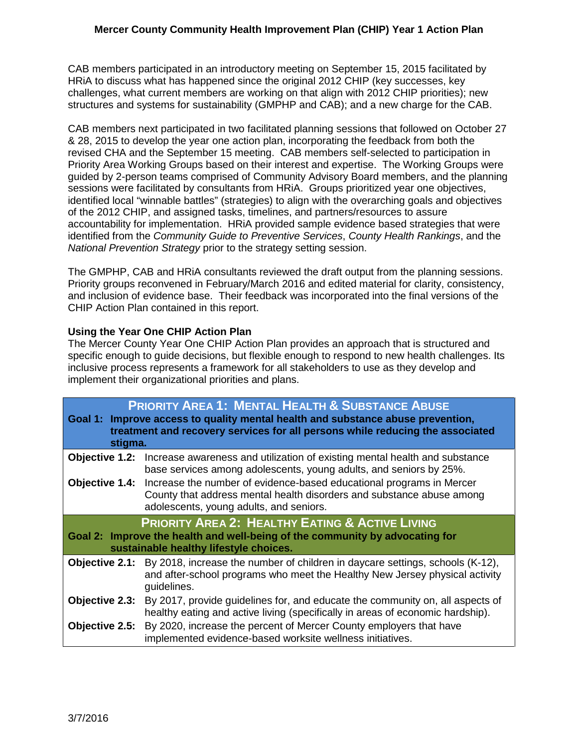CAB members participated in an introductory meeting on September 15, 2015 facilitated by HRiA to discuss what has happened since the original 2012 CHIP (key successes, key challenges, what current members are working on that align with 2012 CHIP priorities); new structures and systems for sustainability (GMPHP and CAB); and a new charge for the CAB.

CAB members next participated in two facilitated planning sessions that followed on October 27 & 28, 2015 to develop the year one action plan, incorporating the feedback from both the revised CHA and the September 15 meeting. CAB members self-selected to participation in Priority Area Working Groups based on their interest and expertise. The Working Groups were guided by 2-person teams comprised of Community Advisory Board members, and the planning sessions were facilitated by consultants from HRiA. Groups prioritized year one objectives, identified local "winnable battles" (strategies) to align with the overarching goals and objectives of the 2012 CHIP, and assigned tasks, timelines, and partners/resources to assure accountability for implementation. HRiA provided sample evidence based strategies that were identified from the *Community Guide to Preventive Services*, *County Health Rankings*, and the *National Prevention Strategy* prior to the strategy setting session.

The GMPHP, CAB and HRiA consultants reviewed the draft output from the planning sessions. Priority groups reconvened in February/March 2016 and edited material for clarity, consistency, and inclusion of evidence base. Their feedback was incorporated into the final versions of the CHIP Action Plan contained in this report.

**Using the Year One CHIP Action Plan**

The Mercer County Year One CHIP Action Plan provides an approach that is structured and specific enough to guide decisions, but flexible enough to respond to new health challenges. Its inclusive process represents a framework for all stakeholders to use as they develop and implement their organizational priorities and plans.

| **PRIORITY AREA 1: MENTAL HEALTH & SUBSTANCE ABUSE** | |
|---|---|
| **Goal 1: Improve access to quality mental health and substance abuse prevention, treatment and recovery services for all persons while reducing the associated stigma.** | |
| **Objective 1.2:** | Increase awareness and utilization of existing mental health and substance base services among adolescents, young adults, and seniors by 25%. |
| **Objective 1.4:** | Increase the number of evidence-based educational programs in Mercer County that address mental health disorders and substance abuse among adolescents, young adults, and seniors. |
| **PRIORITY AREA 2: HEALTHY EATING & ACTIVE LIVING** | |
| **Goal 2: Improve the health and well-being of the community by advocating for sustainable healthy lifestyle choices.** | |
| **Objective 2.1:** | By 2018, increase the number of children in daycare settings, schools (K-12), and after-school programs who meet the Healthy New Jersey physical activity guidelines. |
| **Objective 2.3:** | By 2017, provide guidelines for, and educate the community on, all aspects of healthy eating and active living (specifically in areas of economic hardship). |
| **Objective 2.5:** | By 2020, increase the percent of Mercer County employers that have implemented evidence-based worksite wellness initiatives. |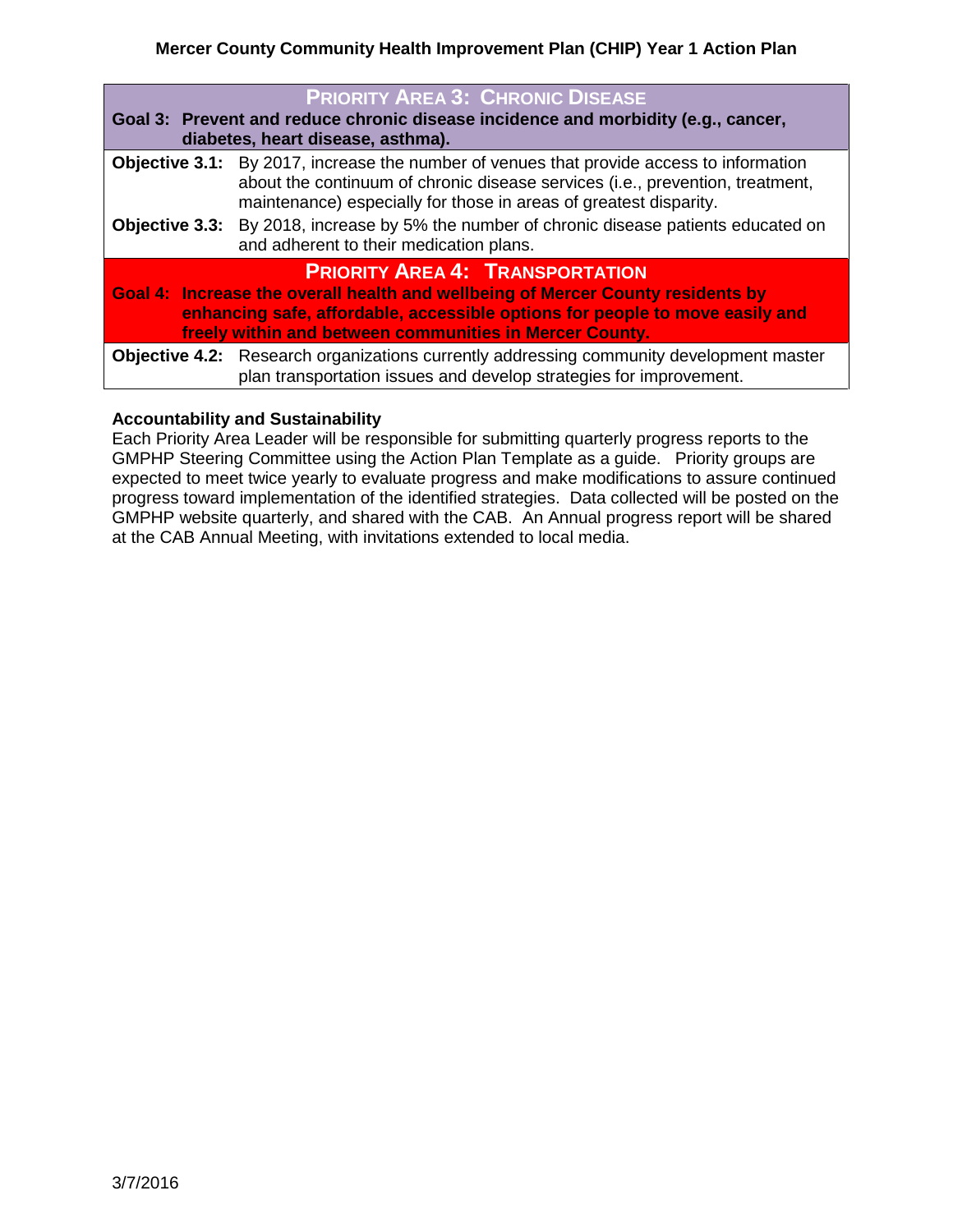| **PRIORITY AREA 3: CHRONIC DISEASE** | |
|---|---|
| **Goal 3: Prevent and reduce chronic disease incidence and morbidity (e.g., cancer, diabetes, heart disease, asthma).** | |
| **Objective 3.1:** | By 2017, increase the number of venues that provide access to information about the continuum of chronic disease services (i.e., prevention, treatment, maintenance) especially for those in areas of greatest disparity. |
| **Objective 3.3:** | By 2018, increase by 5% the number of chronic disease patients educated on and adherent to their medication plans. |
| **PRIORITY AREA 4: TRANSPORTATION** | |
| **Goal 4: Increase the overall health and wellbeing of Mercer County residents by enhancing safe, affordable, accessible options for people to move easily and freely within and between communities in Mercer County.** | |
| **Objective 4.2:** | Research organizations currently addressing community development master plan transportation issues and develop strategies for improvement. |

**Accountability and Sustainability**

Each Priority Area Leader will be responsible for submitting quarterly progress reports to the GMPHP Steering Committee using the Action Plan Template as a guide. Priority groups are expected to meet twice yearly to evaluate progress and make modifications to assure continued progress toward implementation of the identified strategies. Data collected will be posted on the GMPHP website quarterly, and shared with the CAB. An Annual progress report will be shared at the CAB Annual Meeting, with invitations extended to local media.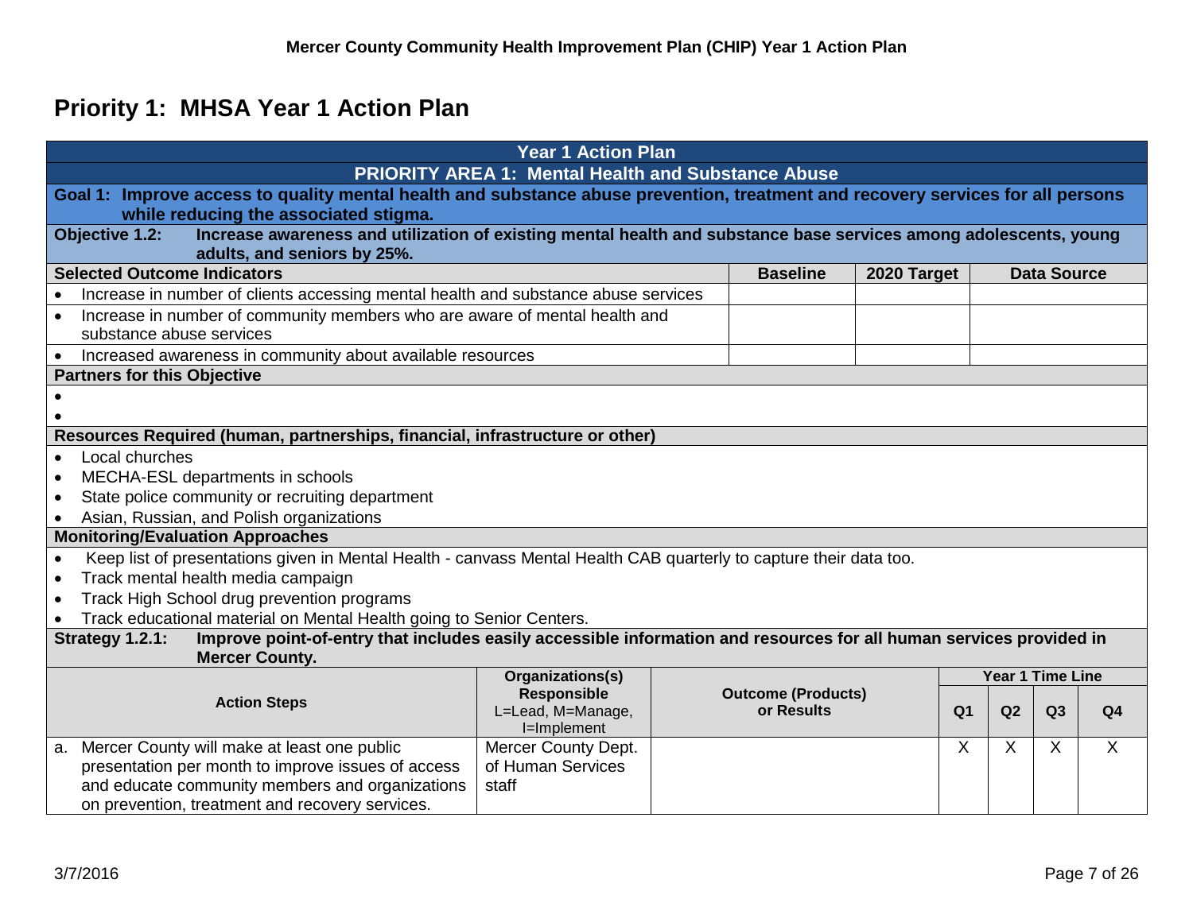# Priority 1: MHSA Year 1 Action Plan

## Year 1 Action Plan

### PRIORITY AREA 1: Mental Health and Substance Abuse

**Goal 1: Improve access to quality mental health and substance abuse prevention, treatment and recovery services for all persons while reducing the associated stigma.**

**Objective 1.2: Increase awareness and utilization of existing mental health and substance base services among adolescents, young adults, and seniors by 25%.**

| Selected Outcome Indicators | Baseline | 2020 Target | Data Source |
|---|---|---|---|
| • Increase in number of clients accessing mental health and substance abuse services | | | |
| • Increase in number of community members who are aware of mental health and substance abuse services | | | |
| • Increased awareness in community about available resources | | | |

**Partners for this Objective**

- 
- 

**Resources Required (human, partnerships, financial, infrastructure or other)**

- Local churches
- MECHA-ESL departments in schools
- State police community or recruiting department
- Asian, Russian, and Polish organizations

**Monitoring/Evaluation Approaches**

- Keep list of presentations given in Mental Health - canvass Mental Health CAB quarterly to capture their data too.
- Track mental health media campaign
- Track High School drug prevention programs
- Track educational material on Mental Health going to Senior Centers.

**Strategy 1.2.1: Improve point-of-entry that includes easily accessible information and resources for all human services provided in Mercer County.**

| Action Steps | Organizations(s) Responsible L=Lead, M=Manage, I=Implement | Outcome (Products) or Results | Year 1 Time Line | | | |
|---|---|---|---|---|---|---|
| | | | Q1 | Q2 | Q3 | Q4 |
| a. Mercer County will make at least one public presentation per month to improve issues of access and educate community members and organizations on prevention, treatment and recovery services. | Mercer County Dept. of Human Services staff | | X | X | X | X |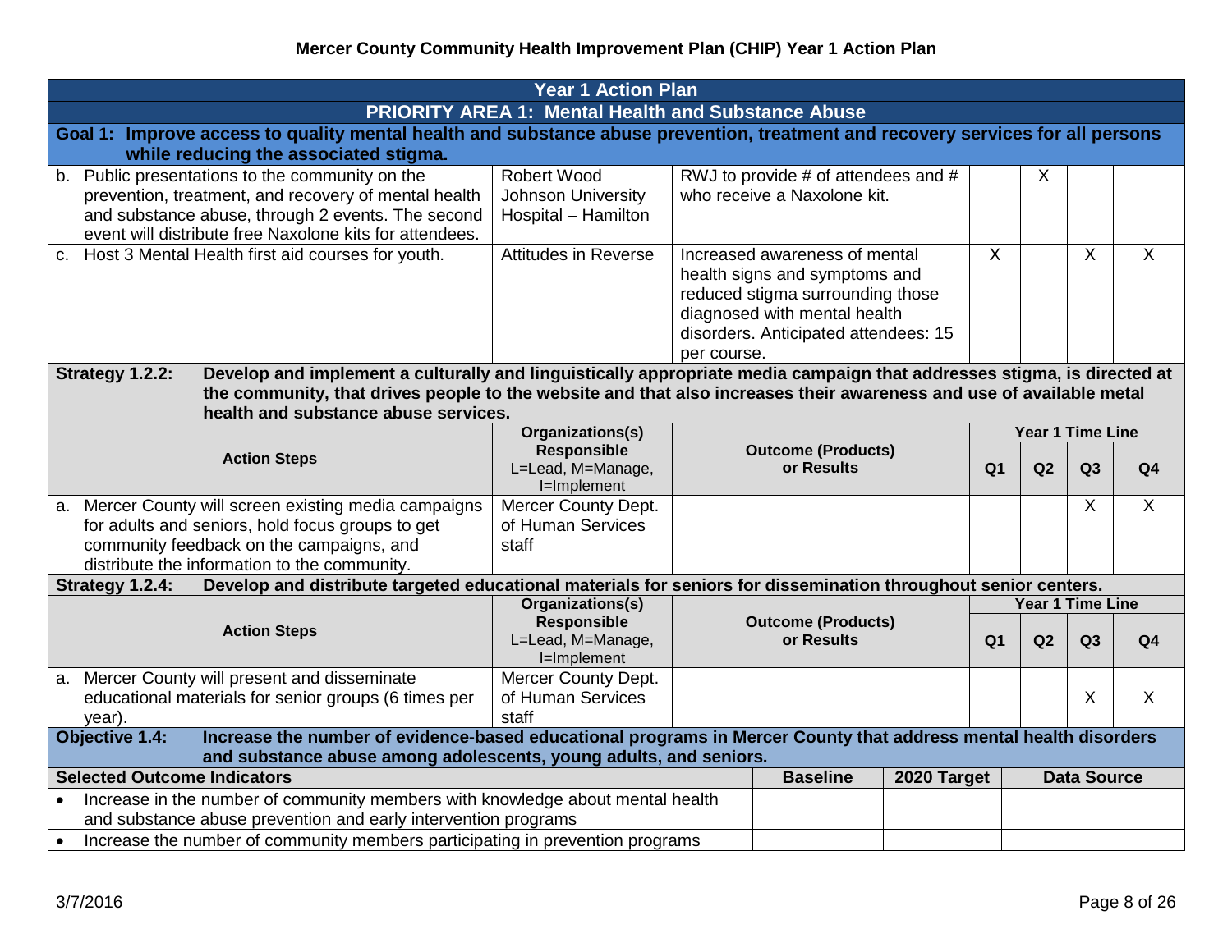# Mercer County Community Health Improvement Plan (CHIP) Year 1 Action Plan

## Year 1 Action Plan

### PRIORITY AREA 1: Mental Health and Substance Abuse

**Goal 1: Improve access to quality mental health and substance abuse prevention, treatment and recovery services for all persons while reducing the associated stigma.**

| Action Steps | Organizations(s) Responsible L=Lead, M=Manage, I=Implement | Outcome (Products) or Results | Q1 | Q2 | Q3 | Q4 |
|---|---|---|---|---|---|---|
| b. Public presentations to the community on the prevention, treatment, and recovery of mental health and substance abuse, through 2 events. The second event will distribute free Naxolone kits for attendees. | Robert Wood Johnson University Hospital – Hamilton | RWJ to provide # of attendees and # who receive a Naxolone kit. | | X | | |
| c. Host 3 Mental Health first aid courses for youth. | Attitudes in Reverse | Increased awareness of mental health signs and symptoms and reduced stigma surrounding those diagnosed with mental health disorders. Anticipated attendees: 15 per course. | X | | X | X |

**Strategy 1.2.2:** Develop and implement a culturally and linguistically appropriate media campaign that addresses stigma, is directed at the community, that drives people to the website and that also increases their awareness and use of available metal health and substance abuse services.

| Action Steps | Organizations(s) Responsible L=Lead, M=Manage, I=Implement | Outcome (Products) or Results | Year 1 Time Line | | | |
|---|---|---|---|---|---|---|
| | | | Q1 | Q2 | Q3 | Q4 |
| a. Mercer County will screen existing media campaigns for adults and seniors, hold focus groups to get community feedback on the campaigns, and distribute the information to the community. | Mercer County Dept. of Human Services staff | | | | X | X |

**Strategy 1.2.4:** Develop and distribute targeted educational materials for seniors for dissemination throughout senior centers.

| Action Steps | Organizations(s) Responsible L=Lead, M=Manage, I=Implement | Outcome (Products) or Results | Year 1 Time Line | | | |
|---|---|---|---|---|---|---|
| | | | Q1 | Q2 | Q3 | Q4 |
| a. Mercer County will present and disseminate educational materials for senior groups (6 times per year). | Mercer County Dept. of Human Services staff | | | | X | X |

**Objective 1.4:** Increase the number of evidence-based educational programs in Mercer County that address mental health disorders and substance abuse among adolescents, young adults, and seniors.

| Selected Outcome Indicators | Baseline | 2020 Target | Data Source |
|---|---|---|---|
| • Increase in the number of community members with knowledge about mental health and substance abuse prevention and early intervention programs | | | |
| • Increase the number of community members participating in prevention programs | | | |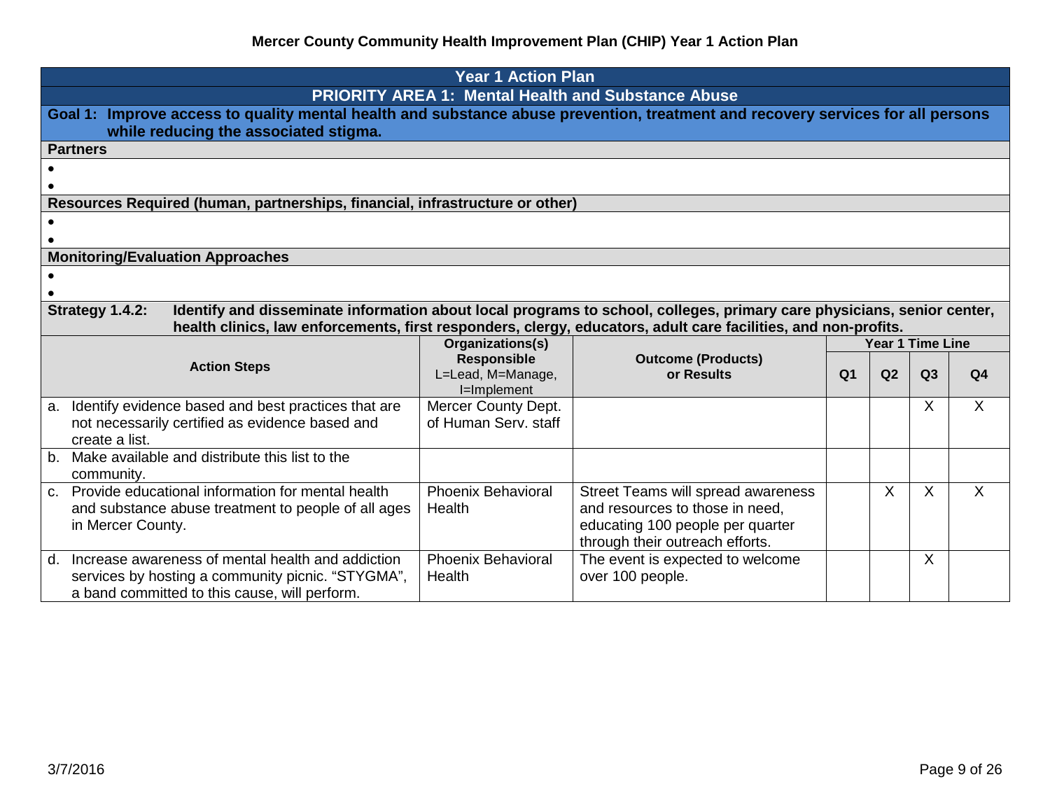# Mercer County Community Health Improvement Plan (CHIP) Year 1 Action Plan

## Year 1 Action Plan

### PRIORITY AREA 1: Mental Health and Substance Abuse

**Goal 1: Improve access to quality mental health and substance abuse prevention, treatment and recovery services for all persons while reducing the associated stigma.**

**Partners**

- 
- 

**Resources Required (human, partnerships, financial, infrastructure or other)**

- 
- 

**Monitoring/Evaluation Approaches**

- 
- 

**Strategy 1.4.2: Identify and disseminate information about local programs to school, colleges, primary care physicians, senior center, health clinics, law enforcements, first responders, clergy, educators, adult care facilities, and non-profits.**

| Action Steps | Organizations(s) Responsible L=Lead, M=Manage, I=Implement | Outcome (Products) or Results | Year 1 Time Line | | | |
|---|---|---|---|---|---|---|
| | | | Q1 | Q2 | Q3 | Q4 |
| a. Identify evidence based and best practices that are not necessarily certified as evidence based and create a list. | Mercer County Dept. of Human Serv. staff | | | | X | X |
| b. Make available and distribute this list to the community. | | | | | | |
| c. Provide educational information for mental health and substance abuse treatment to people of all ages in Mercer County. | Phoenix Behavioral Health | Street Teams will spread awareness and resources to those in need, educating 100 people per quarter through their outreach efforts. | | X | X | X |
| d. Increase awareness of mental health and addiction services by hosting a community picnic. "STYGMA", a band committed to this cause, will perform. | Phoenix Behavioral Health | The event is expected to welcome over 100 people. | | | X | |

3/7/2016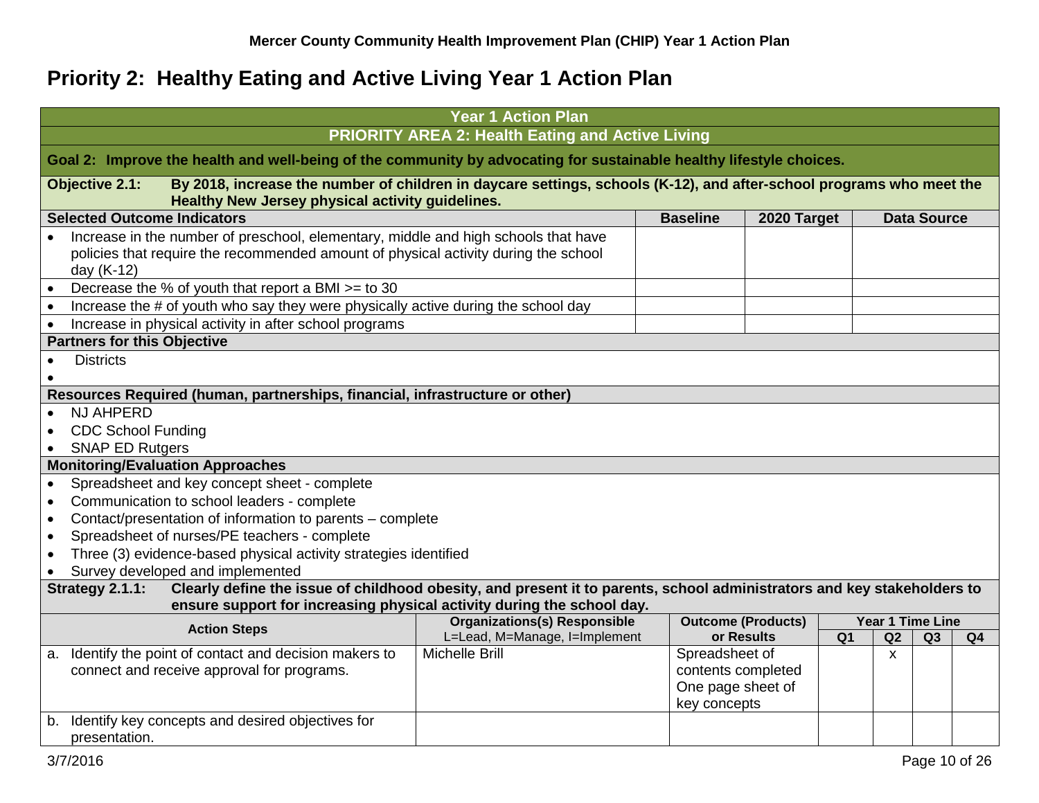# Priority 2: Healthy Eating and Active Living Year 1 Action Plan

**Year 1 Action Plan**

**PRIORITY AREA 2: Health Eating and Active Living**

**Goal 2: Improve the health and well-being of the community by advocating for sustainable healthy lifestyle choices.**

**Objective 2.1: By 2018, increase the number of children in daycare settings, schools (K-12), and after-school programs who meet the Healthy New Jersey physical activity guidelines.**

| Selected Outcome Indicators | Baseline | 2020 Target | Data Source |
|---|---|---|---|
| • Increase in the number of preschool, elementary, middle and high schools that have policies that require the recommended amount of physical activity during the school day (K-12) | | | |
| • Decrease the % of youth that report a BMI >= to 30 | | | |
| • Increase the # of youth who say they were physically active during the school day | | | |
| • Increase in physical activity in after school programs | | | |

**Partners for this Objective**

- Districts
-

**Resources Required (human, partnerships, financial, infrastructure or other)**

- NJ AHPERD
- CDC School Funding
- SNAP ED Rutgers

**Monitoring/Evaluation Approaches**

- Spreadsheet and key concept sheet - complete
- Communication to school leaders - complete
- Contact/presentation of information to parents – complete
- Spreadsheet of nurses/PE teachers - complete
- Three (3) evidence-based physical activity strategies identified
- Survey developed and implemented

**Strategy 2.1.1: Clearly define the issue of childhood obesity, and present it to parents, school administrators and key stakeholders to ensure support for increasing physical activity during the school day.**

| Action Steps | Organizations(s) Responsible L=Lead, M=Manage, I=Implement | Outcome (Products) or Results | Year 1 Time Line Q1 | Q2 | Q3 | Q4 |
|---|---|---|---|---|---|---|
| a. Identify the point of contact and decision makers to connect and receive approval for programs. | Michelle Brill | Spreadsheet of contents completed<br>One page sheet of key concepts | | x | | |
| b. Identify key concepts and desired objectives for presentation. | | | | | | |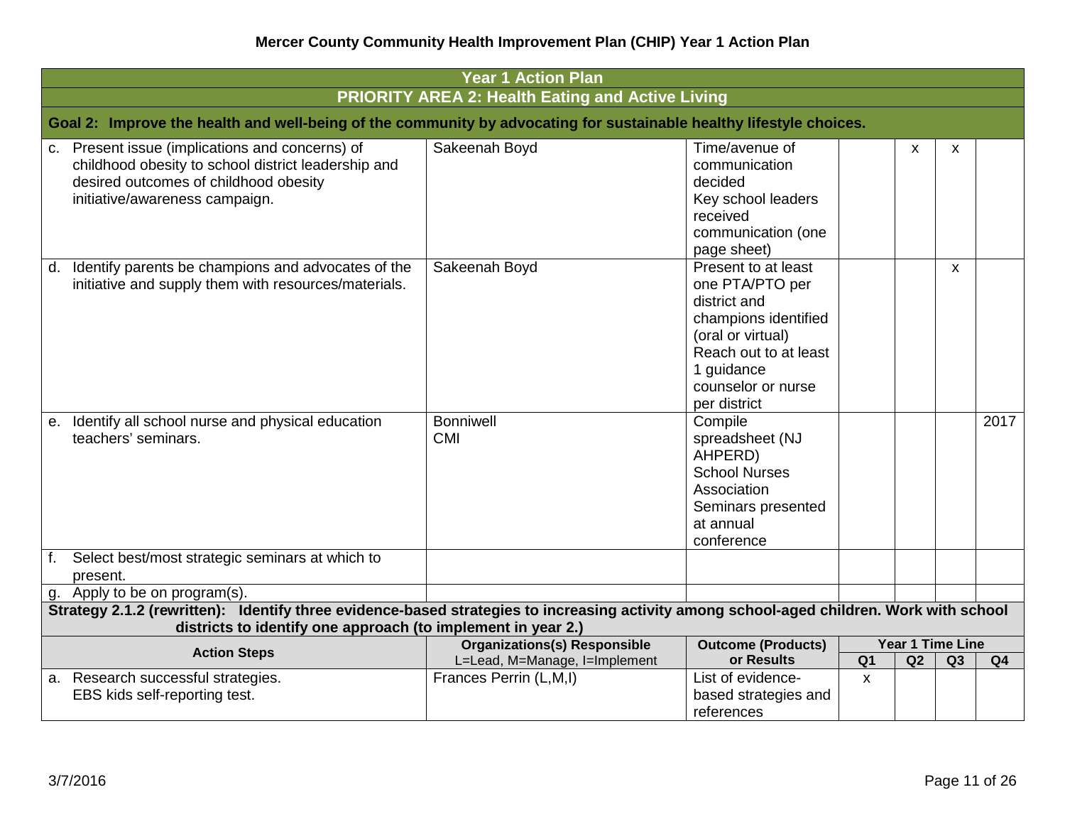# Mercer County Community Health Improvement Plan (CHIP) Year 1 Action Plan

| Year 1 Action Plan | | | | | | |
|---|---|---|---|---|---|---|
| **PRIORITY AREA 2: Health Eating and Active Living** | | | | | | |
| **Goal 2: Improve the health and well-being of the community by advocating for sustainable healthy lifestyle choices.** | | | | | | |
| c. Present issue (implications and concerns) of childhood obesity to school district leadership and desired outcomes of childhood obesity initiative/awareness campaign. | Sakeenah Boyd | Time/avenue of communication decided<br>Key school leaders received communication (one page sheet) | | x | x | |
| d. Identify parents be champions and advocates of the initiative and supply them with resources/materials. | Sakeenah Boyd | Present to at least one PTA/PTO per district and champions identified (oral or virtual)<br>Reach out to at least 1 guidance counselor or nurse per district | | | x | |
| e. Identify all school nurse and physical education teachers' seminars. | Bonniwell<br>CMI | Compile spreadsheet (NJ AHPERD)<br>School Nurses Association<br>Seminars presented at annual conference | | | | 2017 |
| f. Select best/most strategic seminars at which to present. | | | | | | |
| g. Apply to be on program(s). | | | | | | |
| **Strategy 2.1.2 (rewritten): Identify three evidence-based strategies to increasing activity among school-aged children. Work with school districts to identify one approach (to implement in year 2.)** | | | | | | |
| **Action Steps** | **Organizations(s) Responsible**<br>L=Lead, M=Manage, I=Implement | **Outcome (Products) or Results** | **Year 1 Time Line** | | | |
| | | | **Q1** | **Q2** | **Q3** | **Q4** |
| a. Research successful strategies.<br>EBS kids self-reporting test. | Frances Perrin (L,M,I) | List of evidence-based strategies and references | x | | | |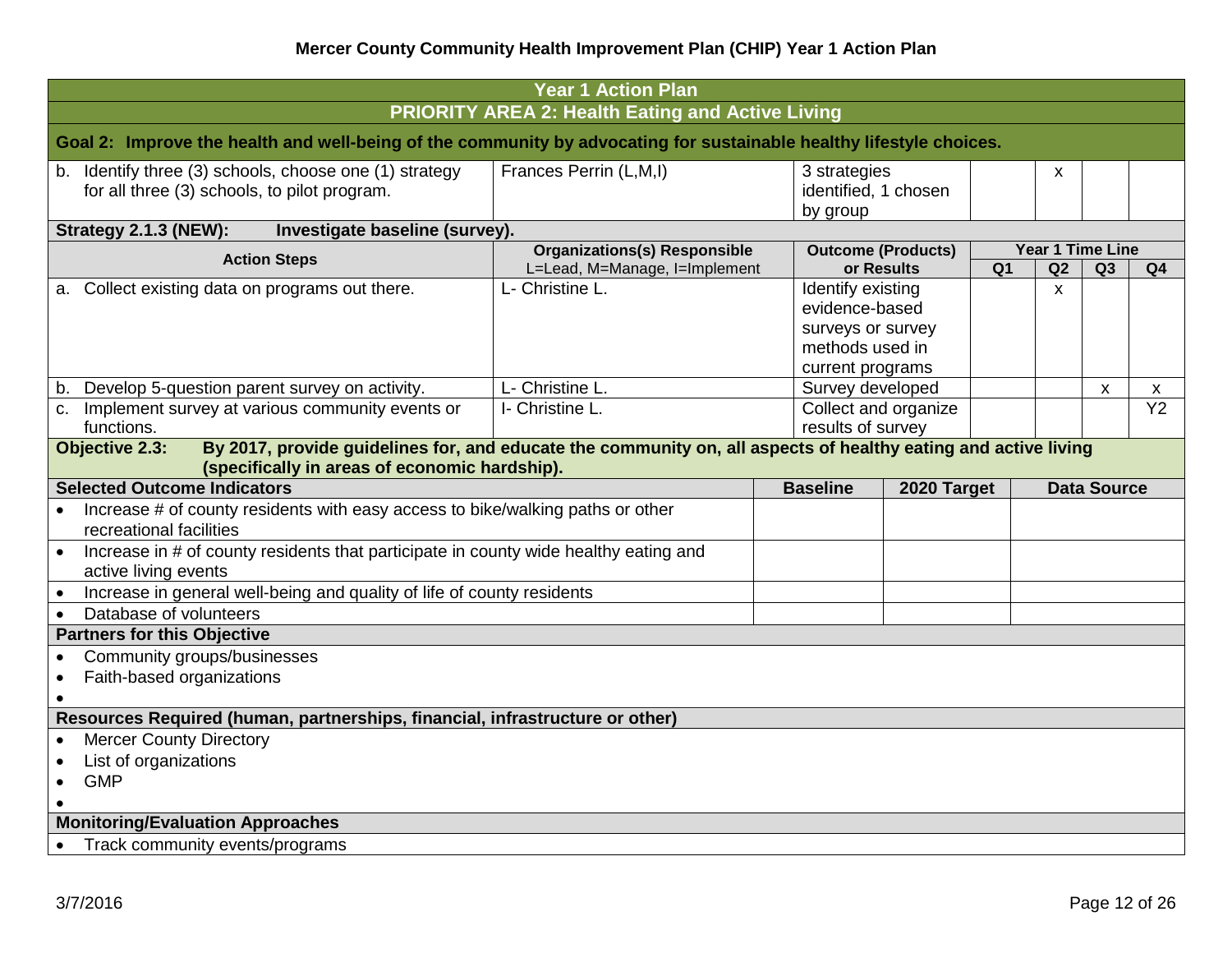# Mercer County Community Health Improvement Plan (CHIP) Year 1 Action Plan

## Year 1 Action Plan

## PRIORITY AREA 2: Health Eating and Active Living

**Goal 2: Improve the health and well-being of the community by advocating for sustainable healthy lifestyle choices.**

| Action Steps | Organizations(s) Responsible L=Lead, M=Manage, I=Implement | Outcome (Products) or Results | Q1 | Q2 | Q3 | Q4 |
|---|---|---|---|---|---|---|
| b. Identify three (3) schools, choose one (1) strategy for all three (3) schools, to pilot program. | Frances Perrin (L,M,I) | 3 strategies identified, 1 chosen by group | | x | | |

**Strategy 2.1.3 (NEW): Investigate baseline (survey).**

| Action Steps | Organizations(s) Responsible L=Lead, M=Manage, I=Implement | Outcome (Products) or Results | Year 1 Time Line | | | |
|---|---|---|---|---|---|---|
| | | | Q1 | Q2 | Q3 | Q4 |
| a. Collect existing data on programs out there. | L- Christine L. | Identify existing evidence-based surveys or survey methods used in current programs | | x | | |
| b. Develop 5-question parent survey on activity. | L- Christine L. | Survey developed | | | x | x |
| c. Implement survey at various community events or functions. | I- Christine L. | Collect and organize results of survey | | | | Y2 |

**Objective 2.3: By 2017, provide guidelines for, and educate the community on, all aspects of healthy eating and active living (specifically in areas of economic hardship).**

| Selected Outcome Indicators | Baseline | 2020 Target | Data Source |
|---|---|---|---|
| • Increase # of county residents with easy access to bike/walking paths or other recreational facilities | | | |
| • Increase in # of county residents that participate in county wide healthy eating and active living events | | | |
| • Increase in general well-being and quality of life of county residents | | | |
| • Database of volunteers | | | |

**Partners for this Objective**

- Community groups/businesses
- Faith-based organizations
-

**Resources Required (human, partnerships, financial, infrastructure or other)**

- Mercer County Directory
- List of organizations
- GMP
-

**Monitoring/Evaluation Approaches**

- Track community events/programs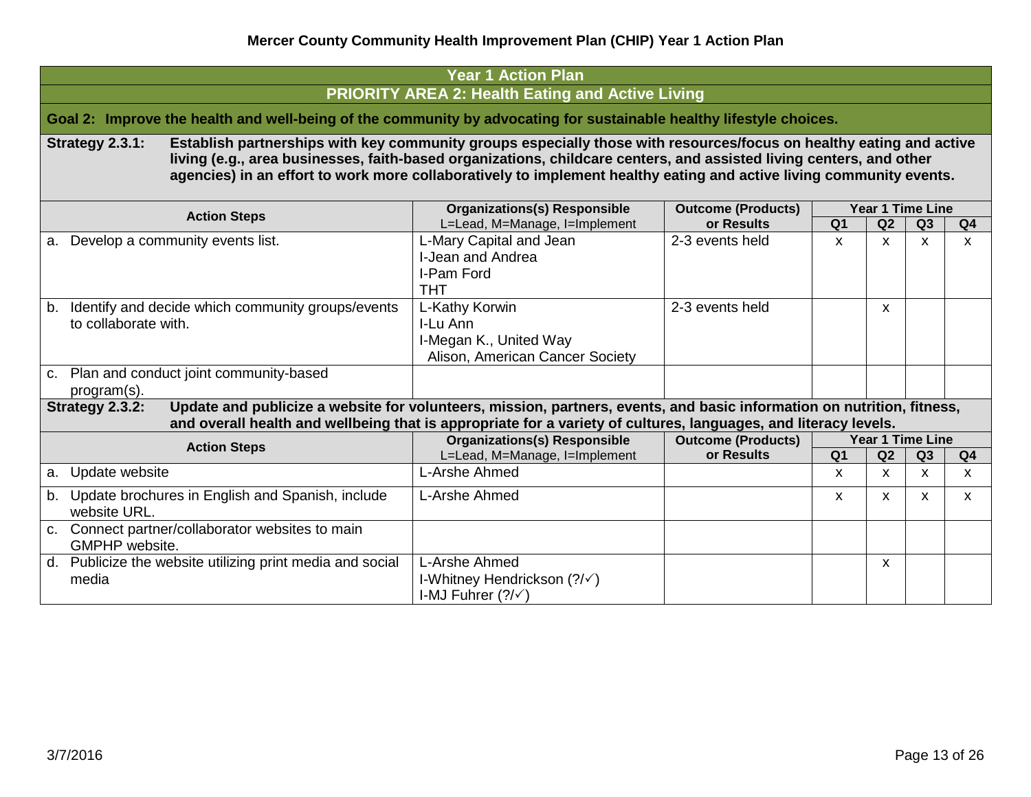# Mercer County Community Health Improvement Plan (CHIP) Year 1 Action Plan

## Year 1 Action Plan

## PRIORITY AREA 2: Health Eating and Active Living

**Goal 2: Improve the health and well-being of the community by advocating for sustainable healthy lifestyle choices.**

**Strategy 2.3.1: Establish partnerships with key community groups especially those with resources/focus on healthy eating and active living (e.g., area businesses, faith-based organizations, childcare centers, and assisted living centers, and other agencies) in an effort to work more collaboratively to implement healthy eating and active living community events.**

| Action Steps | Organizations(s) Responsible L=Lead, M=Manage, I=Implement | Outcome (Products) or Results | Year 1 Time Line | | | |
|---|---|---|---|---|---|---|
| | | | Q1 | Q2 | Q3 | Q4 |
| a. Develop a community events list. | L-Mary Capital and Jean<br>I-Jean and Andrea<br>I-Pam Ford<br>THT | 2-3 events held | x | x | x | x |
| b. Identify and decide which community groups/events to collaborate with. | L-Kathy Korwin<br>I-Lu Ann<br>I-Megan K., United Way<br>Alison, American Cancer Society | 2-3 events held | | x | | |
| c. Plan and conduct joint community-based program(s). | | | | | | |

**Strategy 2.3.2: Update and publicize a website for volunteers, mission, partners, events, and basic information on nutrition, fitness, and overall health and wellbeing that is appropriate for a variety of cultures, languages, and literacy levels.**

| Action Steps | Organizations(s) Responsible L=Lead, M=Manage, I=Implement | Outcome (Products) or Results | Year 1 Time Line | | | |
|---|---|---|---|---|---|---|
| | | | Q1 | Q2 | Q3 | Q4 |
| a. Update website | L-Arshe Ahmed | | x | x | x | x |
| b. Update brochures in English and Spanish, include website URL. | L-Arshe Ahmed | | x | x | x | x |
| c. Connect partner/collaborator websites to main GMPHP website. | | | | | | |
| d. Publicize the website utilizing print media and social media | L-Arshe Ahmed<br>I-Whitney Hendrickson (?/✓)<br>I-MJ Fuhrer (?/✓) | | | x | | |

3/7/2016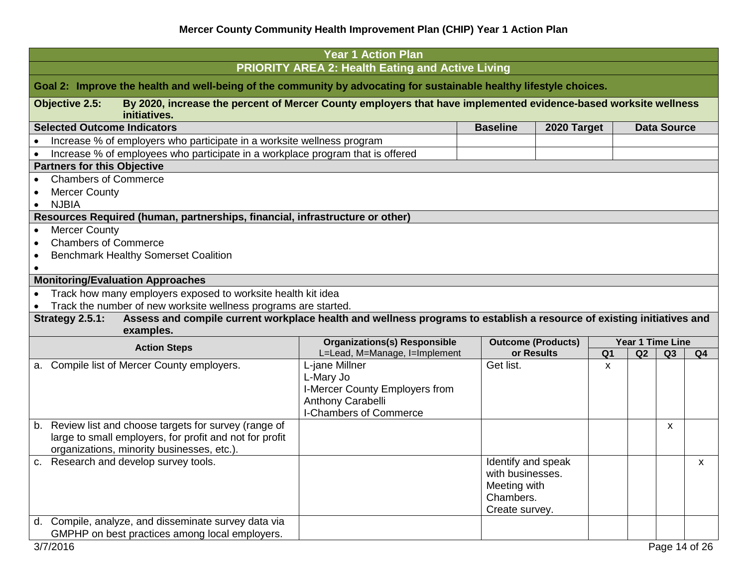# Mercer County Community Health Improvement Plan (CHIP) Year 1 Action Plan

## Year 1 Action Plan

## PRIORITY AREA 2: Health Eating and Active Living

**Goal 2: Improve the health and well-being of the community by advocating for sustainable healthy lifestyle choices.**

**Objective 2.5: By 2020, increase the percent of Mercer County employers that have implemented evidence-based worksite wellness initiatives.**

| Selected Outcome Indicators | Baseline | 2020 Target | Data Source |
|---|---|---|---|
| • Increase % of employers who participate in a worksite wellness program | | | |
| • Increase % of employees who participate in a workplace program that is offered | | | |

**Partners for this Objective**

- Chambers of Commerce
- Mercer County
- NJBIA

**Resources Required (human, partnerships, financial, infrastructure or other)**

- Mercer County
- Chambers of Commerce
- Benchmark Healthy Somerset Coalition
-

**Monitoring/Evaluation Approaches**

- Track how many employers exposed to worksite health kit idea
- Track the number of new worksite wellness programs are started.

**Strategy 2.5.1: Assess and compile current workplace health and wellness programs to establish a resource of existing initiatives and examples.**

| Action Steps | Organizations(s) Responsible L=Lead, M=Manage, I=Implement | Outcome (Products) or Results | Year 1 Time Line Q1 | Q2 | Q3 | Q4 |
|---|---|---|---|---|---|---|
| a. Compile list of Mercer County employers. | L-jane Millner<br>L-Mary Jo<br>I-Mercer County Employers from Anthony Carabelli<br>I-Chambers of Commerce | Get list. | x | | | |
| b. Review list and choose targets for survey (range of large to small employers, for profit and not for profit organizations, minority businesses, etc.). | | | | | x | |
| c. Research and develop survey tools. | | Identify and speak with businesses.<br>Meeting with Chambers.<br>Create survey. | | | | x |
| d. Compile, analyze, and disseminate survey data via GMPHP on best practices among local employers. | | | | | | |

3/7/2016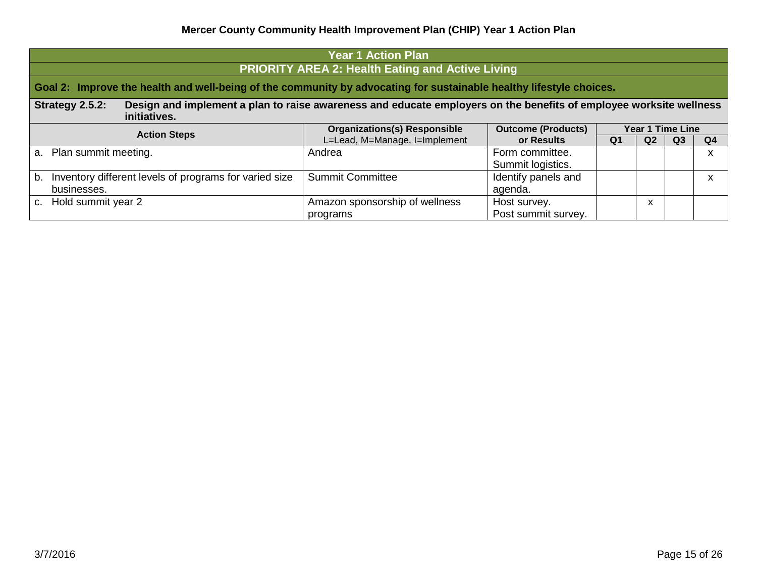# Mercer County Community Health Improvement Plan (CHIP) Year 1 Action Plan

## Year 1 Action Plan

## PRIORITY AREA 2: Health Eating and Active Living

**Goal 2: Improve the health and well-being of the community by advocating for sustainable healthy lifestyle choices.**

**Strategy 2.5.2: Design and implement a plan to raise awareness and educate employers on the benefits of employee worksite wellness initiatives.**

| Action Steps | Organizations(s) Responsible L=Lead, M=Manage, I=Implement | Outcome (Products) or Results | Year 1 Time Line | | | |
|---|---|---|---|---|---|---|
| | | | Q1 | Q2 | Q3 | Q4 |
| a. Plan summit meeting. | Andrea | Form committee. Summit logistics. | | | | x |
| b. Inventory different levels of programs for varied size businesses. | Summit Committee | Identify panels and agenda. | | | | x |
| c. Hold summit year 2 | Amazon sponsorship of wellness programs | Host survey. Post summit survey. | | x | | |

3/7/2016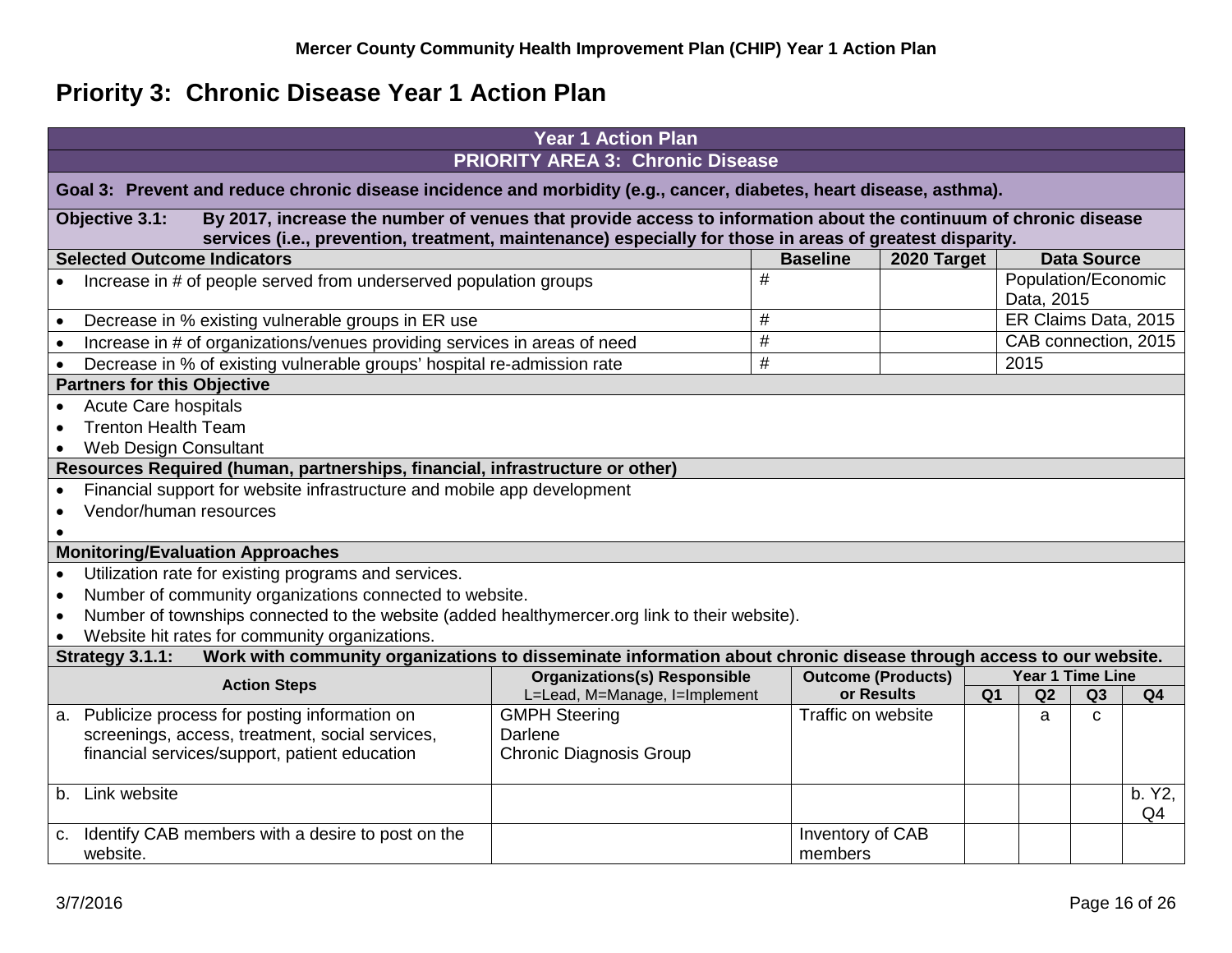## Priority 3: Chronic Disease Year 1 Action Plan

| Year 1 Action Plan | | | |
|---|---|---|---|
| **PRIORITY AREA 3: Chronic Disease** | | | |
| **Goal 3: Prevent and reduce chronic disease incidence and morbidity (e.g., cancer, diabetes, heart disease, asthma).** | | | |
| **Objective 3.1: By 2017, increase the number of venues that provide access to information about the continuum of chronic disease services (i.e., prevention, treatment, maintenance) especially for those in areas of greatest disparity.** | | | |
| **Selected Outcome Indicators** | **Baseline** | **2020 Target** | **Data Source** |
| • Increase in # of people served from underserved population groups | # | | Population/Economic Data, 2015 |
| • Decrease in % existing vulnerable groups in ER use | # | | ER Claims Data, 2015 |
| • Increase in # of organizations/venues providing services in areas of need | # | | CAB connection, 2015 |
| • Decrease in % of existing vulnerable groups' hospital re-admission rate | # | | 2015 |

**Partners for this Objective**

- Acute Care hospitals
- Trenton Health Team
- Web Design Consultant

**Resources Required (human, partnerships, financial, infrastructure or other)**

- Financial support for website infrastructure and mobile app development
- Vendor/human resources

**Monitoring/Evaluation Approaches**

- Utilization rate for existing programs and services.
- Number of community organizations connected to website.
- Number of townships connected to the website (added healthymercer.org link to their website).
- Website hit rates for community organizations.

**Strategy 3.1.1: Work with community organizations to disseminate information about chronic disease through access to our website.**

| Action Steps | Organizations(s) Responsible L=Lead, M=Manage, I=Implement | Outcome (Products) or Results | Year 1 Time Line Q1 | Q2 | Q3 | Q4 |
|---|---|---|---|---|---|---|
| a. Publicize process for posting information on screenings, access, treatment, social services, financial services/support, patient education | GMPH Steering<br>Darlene<br>Chronic Diagnosis Group | Traffic on website | | a | c | |
| b. Link website | | | | | | b. Y2, Q4 |
| c. Identify CAB members with a desire to post on the website. | | Inventory of CAB members | | | | |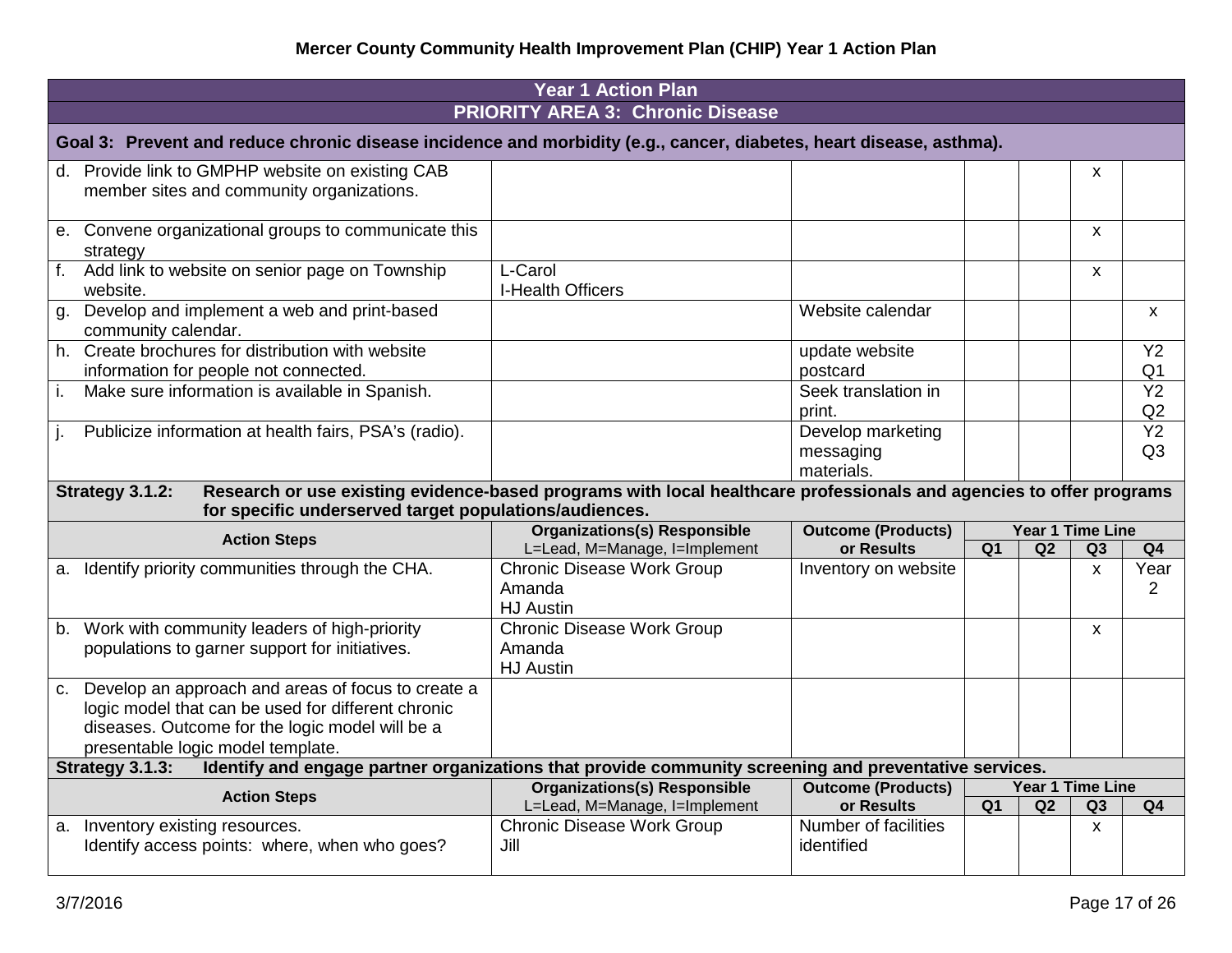# Mercer County Community Health Improvement Plan (CHIP) Year 1 Action Plan

| Year 1 Action Plan | | | | | | |
|---|---|---|---|---|---|---|
| **PRIORITY AREA 3: Chronic Disease** | | | | | | |
| **Goal 3: Prevent and reduce chronic disease incidence and morbidity (e.g., cancer, diabetes, heart disease, asthma).** | | | | | | |
| d. Provide link to GMPHP website on existing CAB member sites and community organizations. | | | | | x | |
| e. Convene organizational groups to communicate this strategy | | | | | x | |
| f. Add link to website on senior page on Township website. | L-Carol<br>I-Health Officers | | | | x | |
| g. Develop and implement a web and print-based community calendar. | | Website calendar | | | | x |
| h. Create brochures for distribution with website information for people not connected. | | update website postcard | | | | Y2 Q1 |
| i. Make sure information is available in Spanish. | | Seek translation in print. | | | | Y2 Q2 |
| j. Publicize information at health fairs, PSA's (radio). | | Develop marketing messaging materials. | | | | Y2 Q3 |
| **Strategy 3.1.2: Research or use existing evidence-based programs with local healthcare professionals and agencies to offer programs for specific underserved target populations/audiences.** | | | | | | |
| **Action Steps** | **Organizations(s) Responsible**<br>L=Lead, M=Manage, I=Implement | **Outcome (Products) or Results** | **Year 1 Time Line** | | | |
| | | | **Q1** | **Q2** | **Q3** | **Q4** |
| a. Identify priority communities through the CHA. | Chronic Disease Work Group<br>Amanda<br>HJ Austin | Inventory on website | | | x | Year 2 |
| b. Work with community leaders of high-priority populations to garner support for initiatives. | Chronic Disease Work Group<br>Amanda<br>HJ Austin | | | | x | |
| c. Develop an approach and areas of focus to create a logic model that can be used for different chronic diseases. Outcome for the logic model will be a presentable logic model template. | | | | | | |
| **Strategy 3.1.3: Identify and engage partner organizations that provide community screening and preventative services.** | | | | | | |
| **Action Steps** | **Organizations(s) Responsible**<br>L=Lead, M=Manage, I=Implement | **Outcome (Products) or Results** | **Year 1 Time Line** | | | |
| | | | **Q1** | **Q2** | **Q3** | **Q4** |
| a. Inventory existing resources.<br>Identify access points: where, when who goes? | Chronic Disease Work Group<br>Jill | Number of facilities identified | | | x | |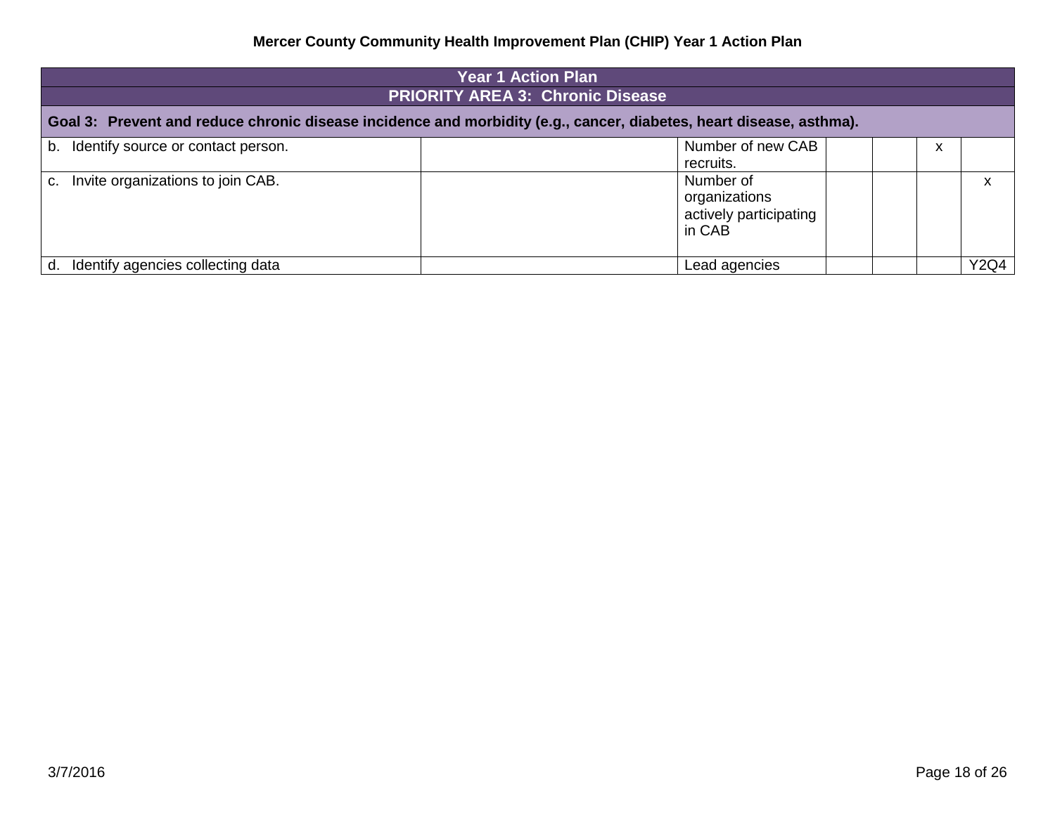# Mercer County Community Health Improvement Plan (CHIP) Year 1 Action Plan

| Year 1 Action Plan | | | | | | |
|---|---|---|---|---|---|---|
| **PRIORITY AREA 3: Chronic Disease** | | | | | | |
| **Goal 3: Prevent and reduce chronic disease incidence and morbidity (e.g., cancer, diabetes, heart disease, asthma).** | | | | | | |
| b. Identify source or contact person. | | Number of new CAB recruits. | | | x | |
| c. Invite organizations to join CAB. | | Number of organizations actively participating in CAB | | | | x |
| d. Identify agencies collecting data | | Lead agencies | | | | Y2Q4 |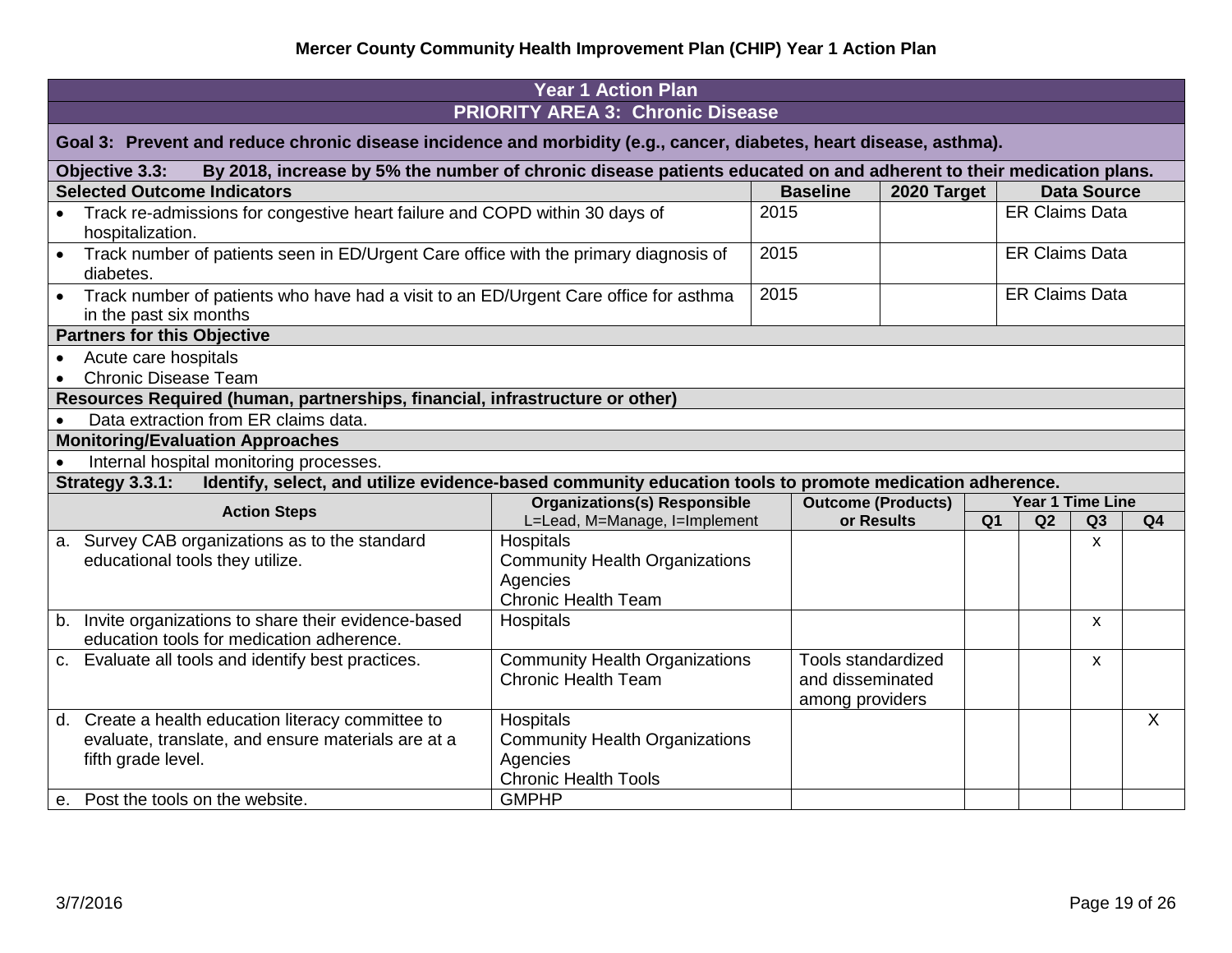## Mercer County Community Health Improvement Plan (CHIP) Year 1 Action Plan

### Year 1 Action Plan

### PRIORITY AREA 3: Chronic Disease

**Goal 3: Prevent and reduce chronic disease incidence and morbidity (e.g., cancer, diabetes, heart disease, asthma).**

**Objective 3.3: By 2018, increase by 5% the number of chronic disease patients educated on and adherent to their medication plans.**

| Selected Outcome Indicators | Baseline | 2020 Target | Data Source |
|---|---|---|---|
| Track re-admissions for congestive heart failure and COPD within 30 days of hospitalization. | 2015 | | ER Claims Data |
| Track number of patients seen in ED/Urgent Care office with the primary diagnosis of diabetes. | 2015 | | ER Claims Data |
| Track number of patients who have had a visit to an ED/Urgent Care office for asthma in the past six months | 2015 | | ER Claims Data |

**Partners for this Objective**

- Acute care hospitals
- Chronic Disease Team

**Resources Required (human, partnerships, financial, infrastructure or other)**

- Data extraction from ER claims data.

**Monitoring/Evaluation Approaches**

- Internal hospital monitoring processes.

**Strategy 3.3.1: Identify, select, and utilize evidence-based community education tools to promote medication adherence.**

| Action Steps | Organizations(s) Responsible L=Lead, M=Manage, I=Implement | Outcome (Products) or Results | Year 1 Time Line Q1 | Q2 | Q3 | Q4 |
|---|---|---|---|---|---|---|
| a. Survey CAB organizations as to the standard educational tools they utilize. | Hospitals<br>Community Health Organizations<br>Agencies<br>Chronic Health Team | | | | x | |
| b. Invite organizations to share their evidence-based education tools for medication adherence. | Hospitals | | | | x | |
| c. Evaluate all tools and identify best practices. | Community Health Organizations<br>Chronic Health Team | Tools standardized and disseminated among providers | | | x | |
| d. Create a health education literacy committee to evaluate, translate, and ensure materials are at a fifth grade level. | Hospitals<br>Community Health Organizations<br>Agencies<br>Chronic Health Tools | | | | | X |
| e. Post the tools on the website. | GMPHP | | | | | |

3/7/2016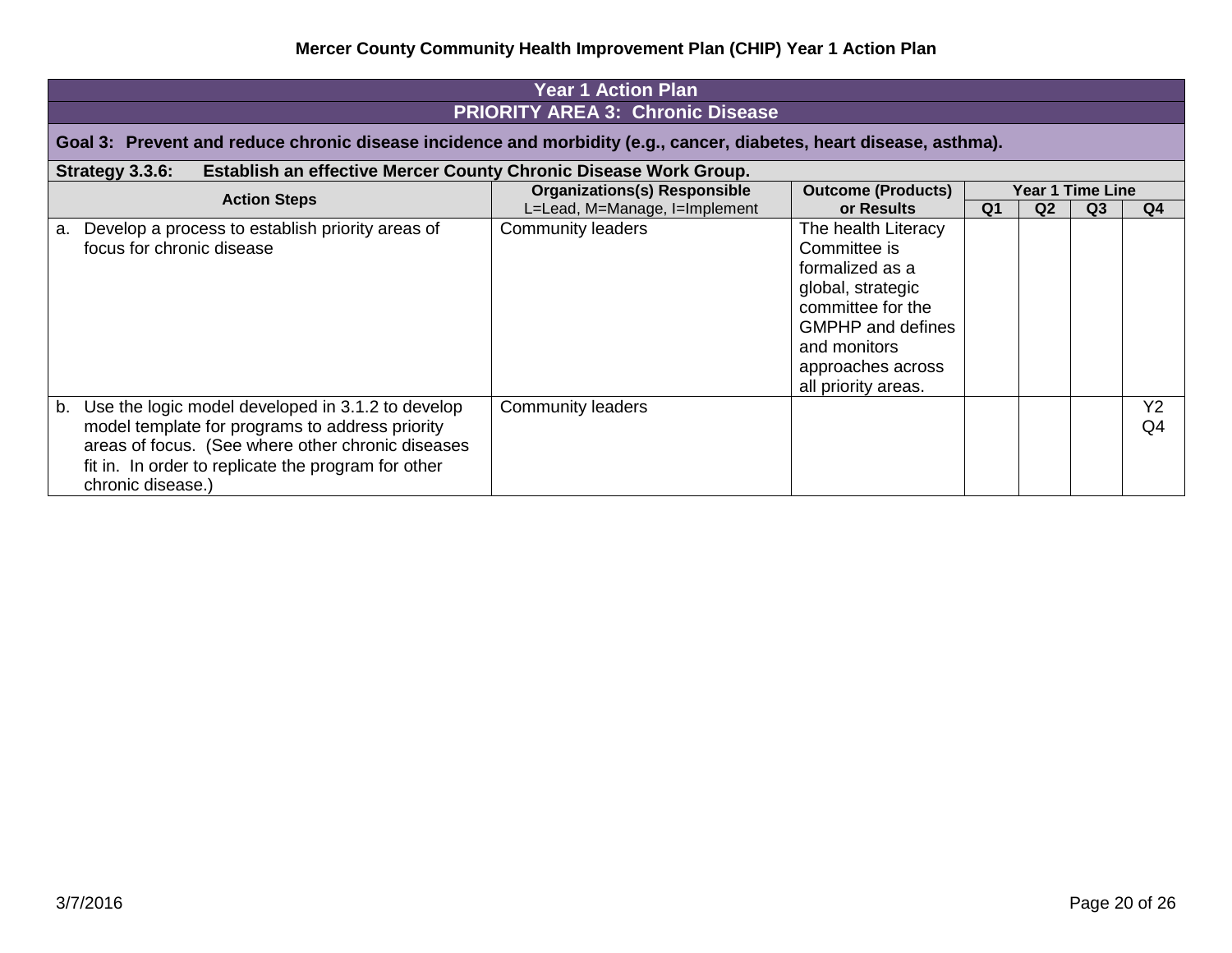**Mercer County Community Health Improvement Plan (CHIP) Year 1 Action Plan**

| Year 1 Action Plan | | | | | | |
|---|---|---|---|---|---|---|
| **PRIORITY AREA 3: Chronic Disease** | | | | | | |
| **Goal 3: Prevent and reduce chronic disease incidence and morbidity (e.g., cancer, diabetes, heart disease, asthma).** | | | | | | |
| **Strategy 3.3.6: Establish an effective Mercer County Chronic Disease Work Group.** | | | | | | |
| **Action Steps** | **Organizations(s) Responsible** L=Lead, M=Manage, I=Implement | **Outcome (Products) or Results** | **Year 1 Time Line** | | | |
| | | | **Q1** | **Q2** | **Q3** | **Q4** |
| a. Develop a process to establish priority areas of focus for chronic disease | Community leaders | The health Literacy Committee is formalized as a global, strategic committee for the GMPHP and defines and monitors approaches across all priority areas. | | | | |
| b. Use the logic model developed in 3.1.2 to develop model template for programs to address priority areas of focus. (See where other chronic diseases fit in. In order to replicate the program for other chronic disease.) | Community leaders | | | | | Y2 Q4 |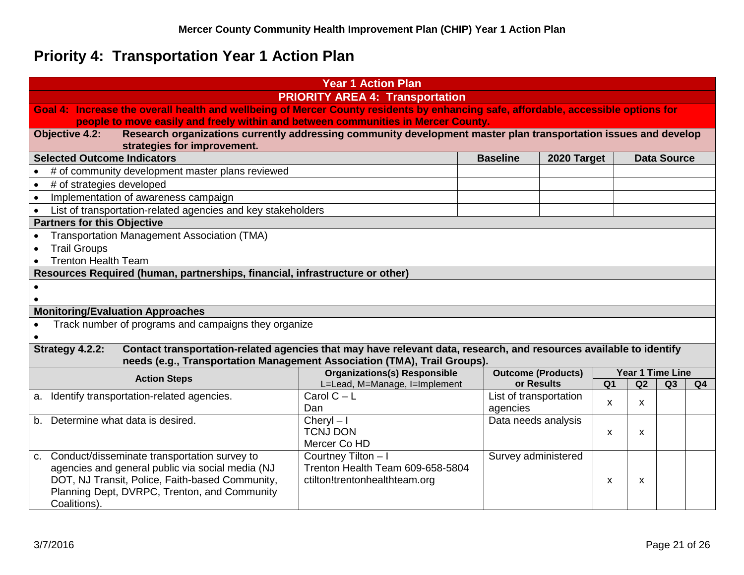## Priority 4: Transportation Year 1 Action Plan

**Year 1 Action Plan**

**PRIORITY AREA 4: Transportation**

**Goal 4: Increase the overall health and wellbeing of Mercer County residents by enhancing safe, affordable, accessible options for people to move easily and freely within and between communities in Mercer County.**

**Objective 4.2: Research organizations currently addressing community development master plan transportation issues and develop strategies for improvement.**

| Selected Outcome Indicators | Baseline | 2020 Target | Data Source |
|---|---|---|---|
| • # of community development master plans reviewed | | | |
| • # of strategies developed | | | |
| • Implementation of awareness campaign | | | |
| • List of transportation-related agencies and key stakeholders | | | |

**Partners for this Objective**

- Transportation Management Association (TMA)
- Trail Groups
- Trenton Health Team

**Resources Required (human, partnerships, financial, infrastructure or other)**

-
-

**Monitoring/Evaluation Approaches**

- Track number of programs and campaigns they organize
-

**Strategy 4.2.2: Contact transportation-related agencies that may have relevant data, research, and resources available to identify needs (e.g., Transportation Management Association (TMA), Trail Groups).**

| Action Steps | Organizations(s) Responsible L=Lead, M=Manage, I=Implement | Outcome (Products) or Results | Year 1 Time Line Q1 | Q2 | Q3 | Q4 |
|---|---|---|---|---|---|---|
| a. Identify transportation-related agencies. | Carol C – L<br>Dan | List of transportation agencies | x | x | | |
| b. Determine what data is desired. | Cheryl – I<br>TCNJ DON<br>Mercer Co HD | Data needs analysis | x | x | | |
| c. Conduct/disseminate transportation survey to agencies and general public via social media (NJ DOT, NJ Transit, Police, Faith-based Community, Planning Dept, DVRPC, Trenton, and Community Coalitions). | Courtney Tilton – I<br>Trenton Health Team 609-658-5804<br>ctilton!trentonhealthteam.org | Survey administered | x | x | | |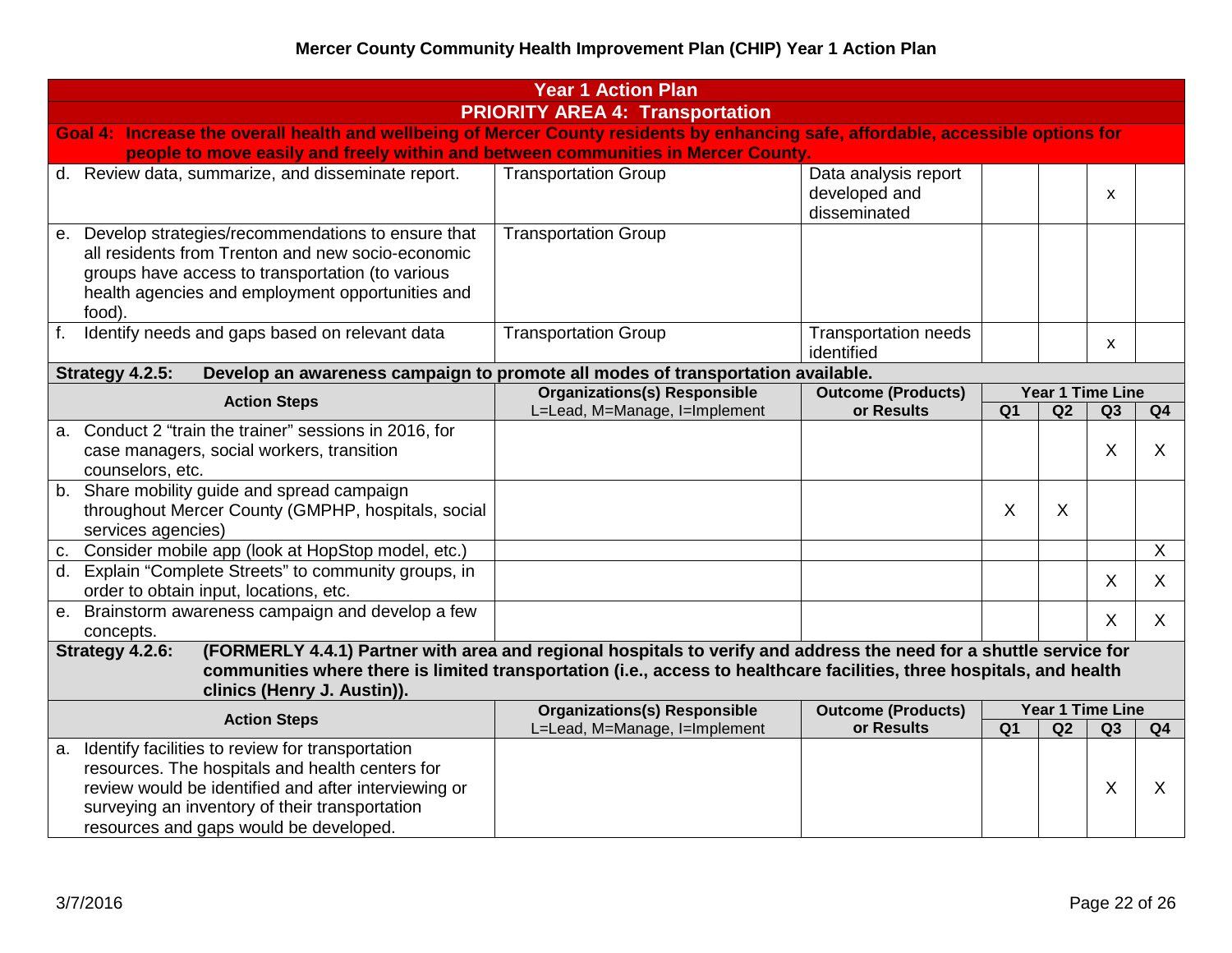# Mercer County Community Health Improvement Plan (CHIP) Year 1 Action Plan

## Year 1 Action Plan

## PRIORITY AREA 4: Transportation

**Goal 4: Increase the overall health and wellbeing of Mercer County residents by enhancing safe, affordable, accessible options for people to move easily and freely within and between communities in Mercer County.**

| Action Steps | Organizations(s) Responsible L=Lead, M=Manage, I=Implement | Outcome (Products) or Results | Q1 | Q2 | Q3 | Q4 |
|---|---|---|---|---|---|---|
| d. Review data, summarize, and disseminate report. | Transportation Group | Data analysis report developed and disseminated | | | x | |
| e. Develop strategies/recommendations to ensure that all residents from Trenton and new socio-economic groups have access to transportation (to various health agencies and employment opportunities and food). | Transportation Group | | | | | |
| f. Identify needs and gaps based on relevant data | Transportation Group | Transportation needs identified | | | x | |

**Strategy 4.2.5: Develop an awareness campaign to promote all modes of transportation available.**

| Action Steps | Organizations(s) Responsible L=Lead, M=Manage, I=Implement | Outcome (Products) or Results | Year 1 Time Line | | | |
|---|---|---|---|---|---|---|
| | | | Q1 | Q2 | Q3 | Q4 |
| a. Conduct 2 "train the trainer" sessions in 2016, for case managers, social workers, transition counselors, etc. | | | | | X | X |
| b. Share mobility guide and spread campaign throughout Mercer County (GMPHP, hospitals, social services agencies) | | | X | X | | |
| c. Consider mobile app (look at HopStop model, etc.) | | | | | | X |
| d. Explain "Complete Streets" to community groups, in order to obtain input, locations, etc. | | | | | X | X |
| e. Brainstorm awareness campaign and develop a few concepts. | | | | | X | X |

**Strategy 4.2.6: (FORMERLY 4.4.1) Partner with area and regional hospitals to verify and address the need for a shuttle service for communities where there is limited transportation (i.e., access to healthcare facilities, three hospitals, and health clinics (Henry J. Austin)).**

| Action Steps | Organizations(s) Responsible L=Lead, M=Manage, I=Implement | Outcome (Products) or Results | Year 1 Time Line | | | |
|---|---|---|---|---|---|---|
| | | | Q1 | Q2 | Q3 | Q4 |
| a. Identify facilities to review for transportation resources. The hospitals and health centers for review would be identified and after interviewing or surveying an inventory of their transportation resources and gaps would be developed. | | | | | X | X |

3/7/2016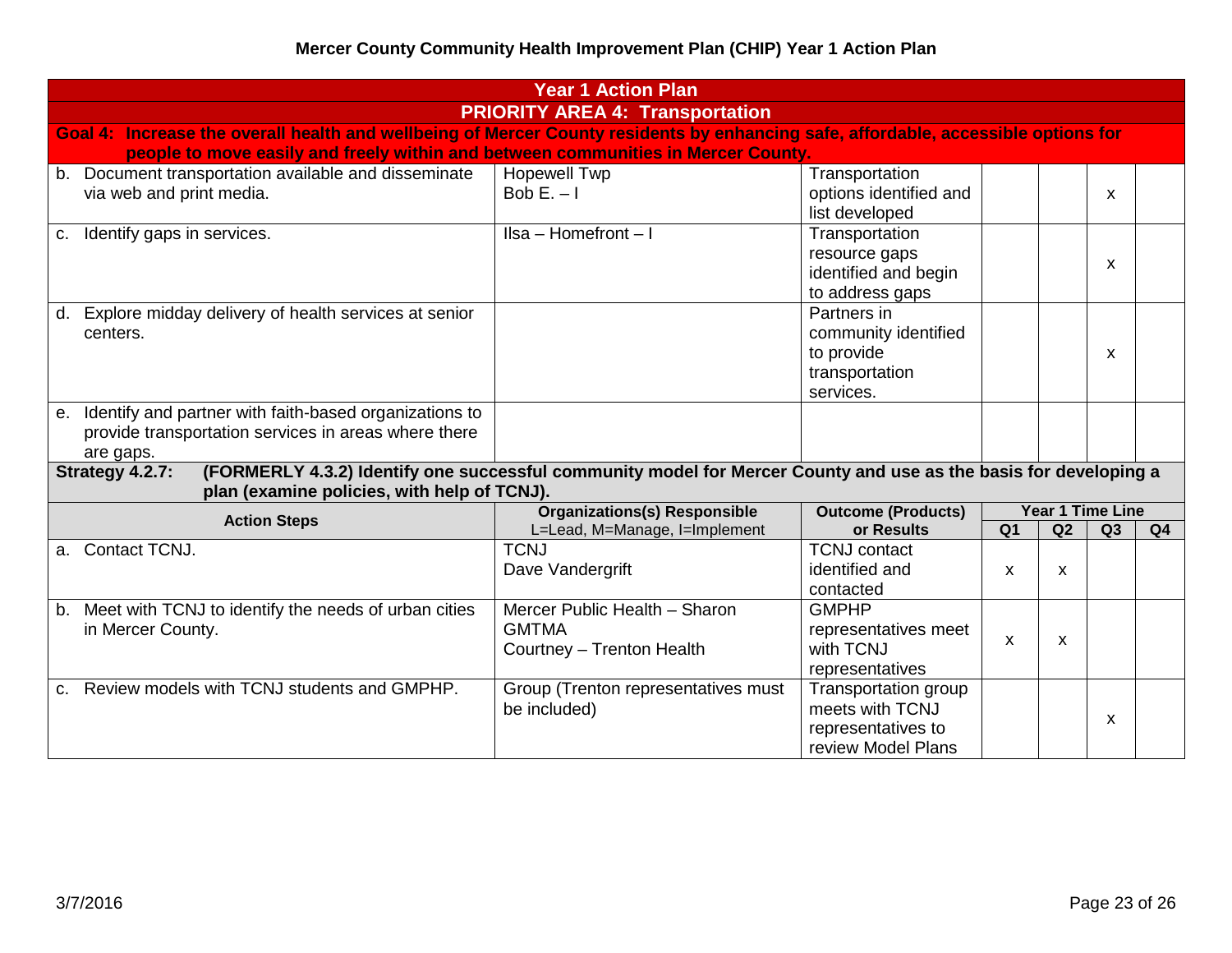# Mercer County Community Health Improvement Plan (CHIP) Year 1 Action Plan

## Year 1 Action Plan

## PRIORITY AREA 4: Transportation

**Goal 4: Increase the overall health and wellbeing of Mercer County residents by enhancing safe, affordable, accessible options for people to move easily and freely within and between communities in Mercer County.**

| Action Steps | Organizations(s) Responsible | Outcome (Products) or Results | Q1 | Q2 | Q3 | Q4 |
|---|---|---|---|---|---|---|
| b. Document transportation available and disseminate via web and print media. | Hopewell Twp<br>Bob E. – I | Transportation options identified and list developed | | | x | |
| c. Identify gaps in services. | Ilsa – Homefront – I | Transportation resource gaps identified and begin to address gaps | | | x | |
| d. Explore midday delivery of health services at senior centers. | | Partners in community identified to provide transportation services. | | | x | |
| e. Identify and partner with faith-based organizations to provide transportation services in areas where there are gaps. | | | | | | |

**Strategy 4.2.7: (FORMERLY 4.3.2) Identify one successful community model for Mercer County and use as the basis for developing a plan (examine policies, with help of TCNJ).**

| Action Steps | Organizations(s) Responsible<br>L=Lead, M=Manage, I=Implement | Outcome (Products) or Results | Year 1 Time Line | | | |
|---|---|---|---|---|---|---|
| | | | Q1 | Q2 | Q3 | Q4 |
| a. Contact TCNJ. | TCNJ<br>Dave Vandergrift | TCNJ contact identified and contacted | x | x | | |
| b. Meet with TCNJ to identify the needs of urban cities in Mercer County. | Mercer Public Health – Sharon<br>GMTMA<br>Courtney – Trenton Health | GMPHP representatives meet with TCNJ representatives | x | x | | |
| c. Review models with TCNJ students and GMPHP. | Group (Trenton representatives must be included) | Transportation group meets with TCNJ representatives to review Model Plans | | | x | |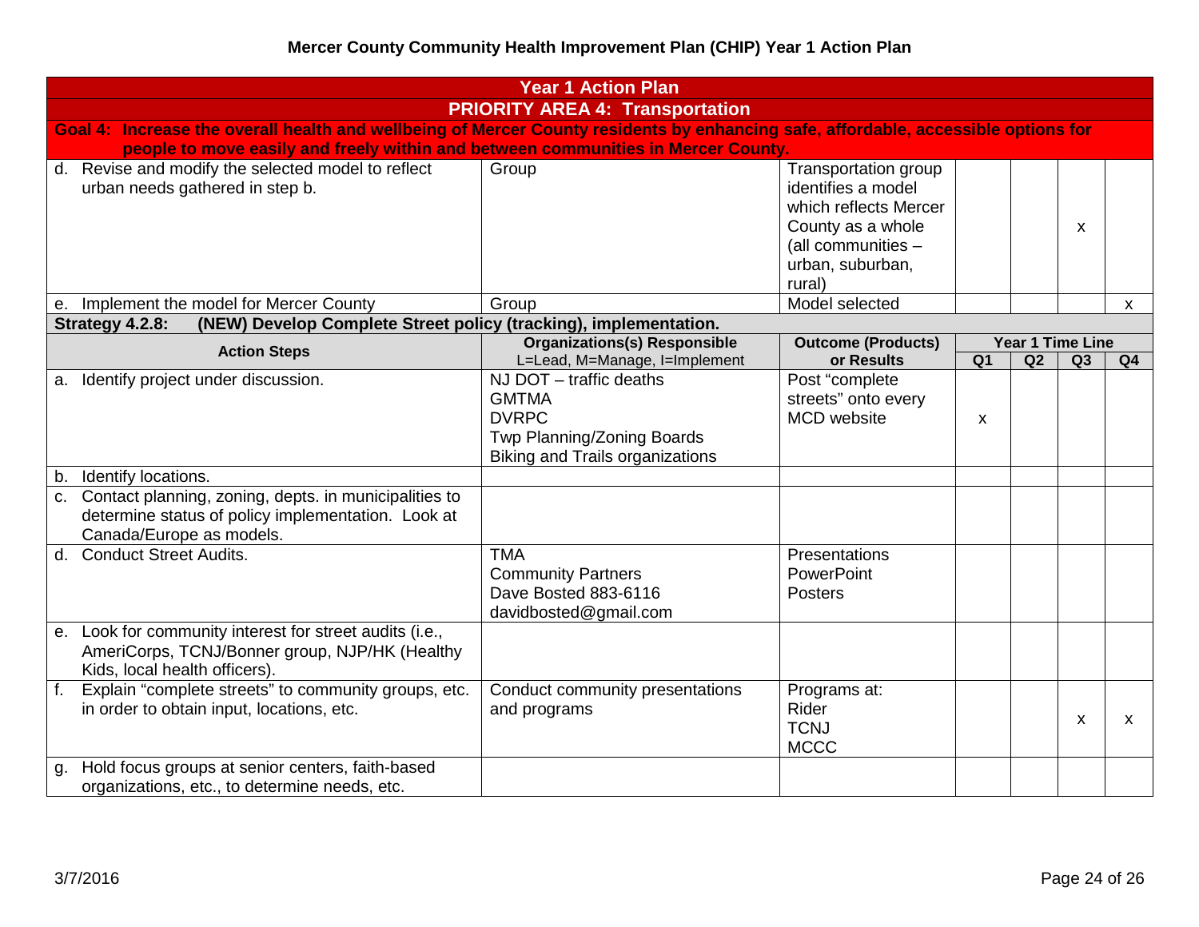## Mercer County Community Health Improvement Plan (CHIP) Year 1 Action Plan

| Year 1 Action Plan | | | | | | |
|---|---|---|---|---|---|---|
| **PRIORITY AREA 4: Transportation** | | | | | | |
| **Goal 4: Increase the overall health and wellbeing of Mercer County residents by enhancing safe, affordable, accessible options for people to move easily and freely within and between communities in Mercer County.** | | | | | | |
| d. Revise and modify the selected model to reflect urban needs gathered in step b. | Group | Transportation group identifies a model which reflects Mercer County as a whole (all communities – urban, suburban, rural) | | | x | |
| e. Implement the model for Mercer County | Group | Model selected | | | | x |
| **Strategy 4.2.8: (NEW) Develop Complete Street policy (tracking), implementation.** | | | | | | |
| **Action Steps** | **Organizations(s) Responsible** L=Lead, M=Manage, I=Implement | **Outcome (Products) or Results** | **Year 1 Time Line Q1** | **Q2** | **Q3** | **Q4** |
| a. Identify project under discussion. | NJ DOT – traffic deaths<br>GMTMA<br>DVRPC<br>Twp Planning/Zoning Boards<br>Biking and Trails organizations | Post “complete streets” onto every MCD website | x | | | |
| b. Identify locations. | | | | | | |
| c. Contact planning, zoning, depts. in municipalities to determine status of policy implementation. Look at Canada/Europe as models. | | | | | | |
| d. Conduct Street Audits. | TMA<br>Community Partners<br>Dave Bosted 883-6116<br>davidbosted@gmail.com | Presentations<br>PowerPoint<br>Posters | | | | |
| e. Look for community interest for street audits (i.e., AmeriCorps, TCNJ/Bonner group, NJP/HK (Healthy Kids, local health officers). | | | | | | |
| f. Explain “complete streets” to community groups, etc. in order to obtain input, locations, etc. | Conduct community presentations and programs | Programs at:<br>Rider<br>TCNJ<br>MCCC | | | x | x |
| g. Hold focus groups at senior centers, faith-based organizations, etc., to determine needs, etc. | | | | | | |

3/7/2016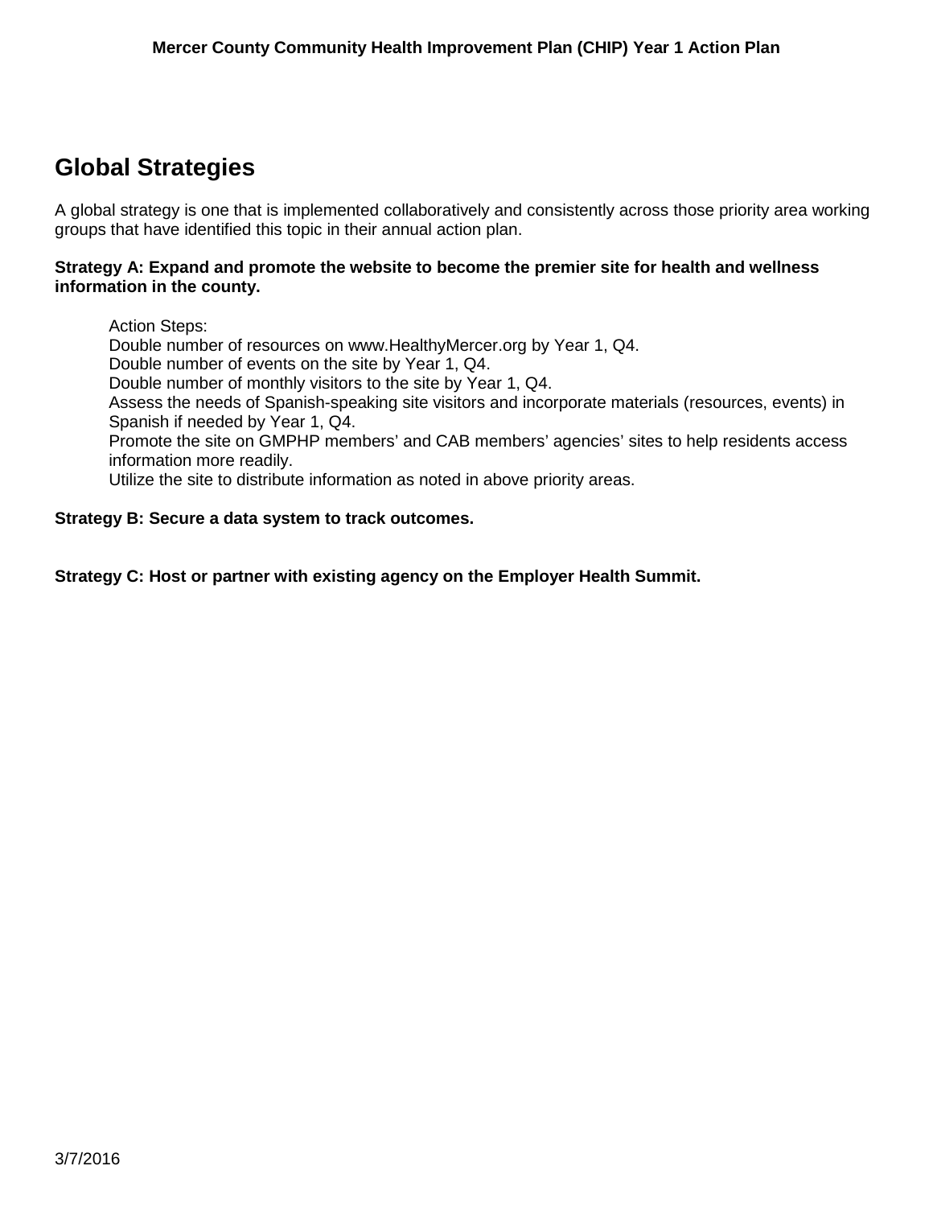## Global Strategies

A global strategy is one that is implemented collaboratively and consistently across those priority area working groups that have identified this topic in their annual action plan.

**Strategy A: Expand and promote the website to become the premier site for health and wellness information in the county.**

Action Steps:
Double number of resources on www.HealthyMercer.org by Year 1, Q4.
Double number of events on the site by Year 1, Q4.
Double number of monthly visitors to the site by Year 1, Q4.
Assess the needs of Spanish-speaking site visitors and incorporate materials (resources, events) in Spanish if needed by Year 1, Q4.
Promote the site on GMPHP members' and CAB members' agencies' sites to help residents access information more readily.
Utilize the site to distribute information as noted in above priority areas.

**Strategy B: Secure a data system to track outcomes.**

**Strategy C: Host or partner with existing agency on the Employer Health Summit.**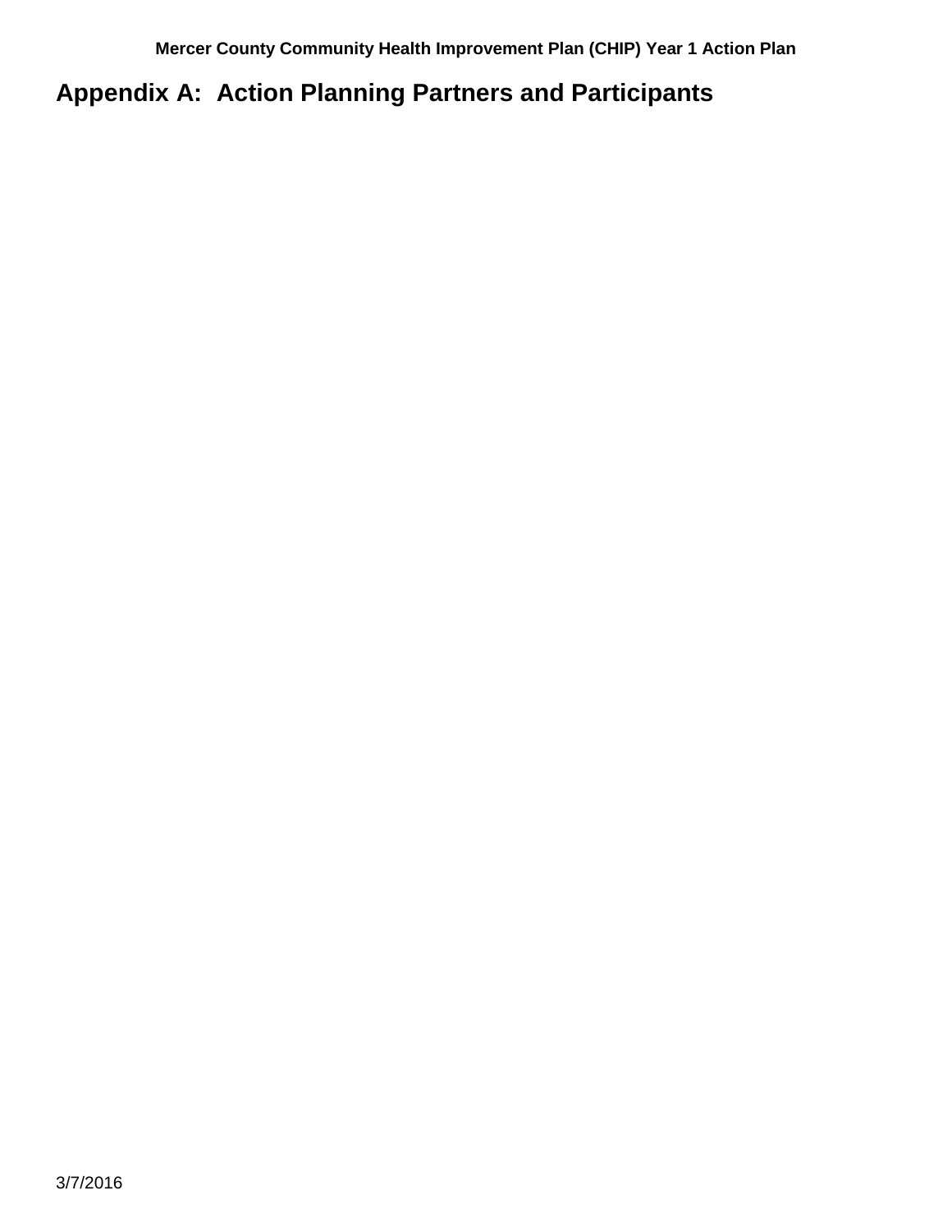# Appendix A: Action Planning Partners and Participants